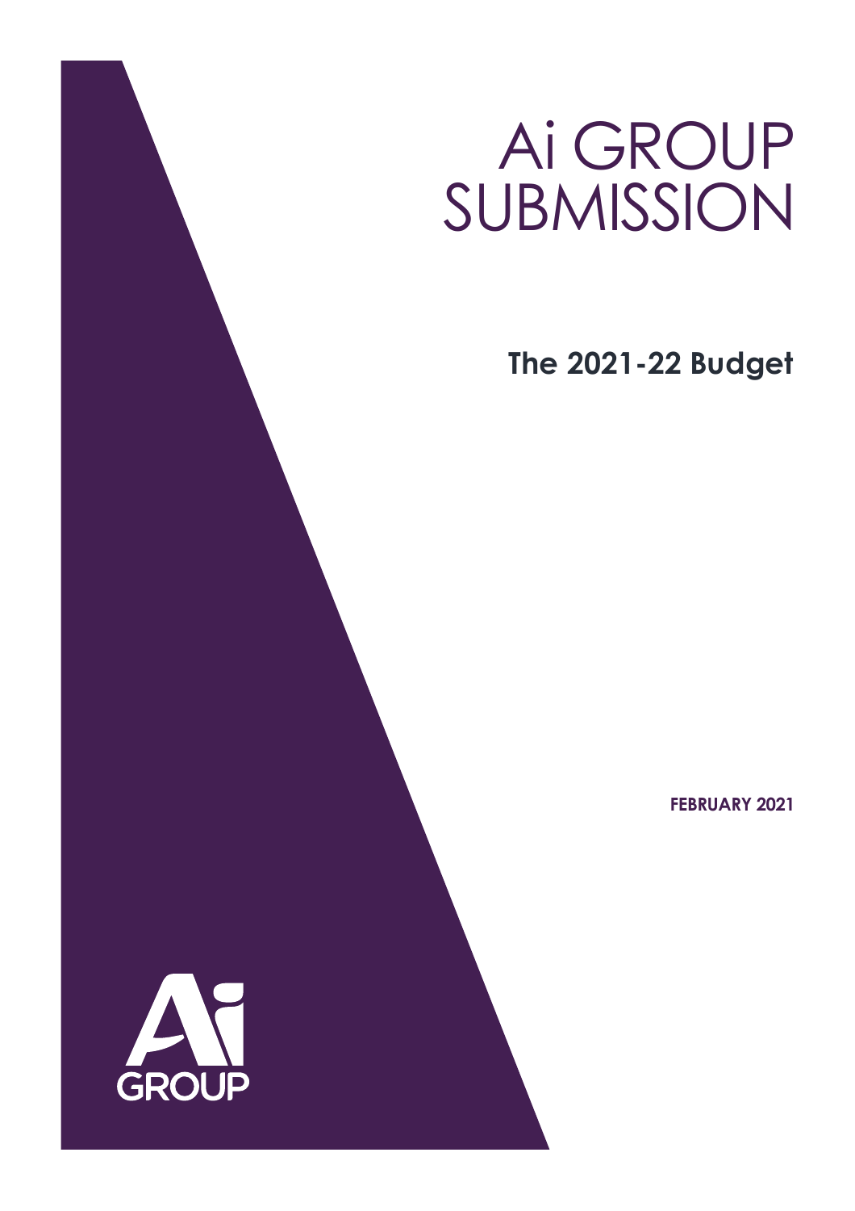# Ai GROUP SUBMISSION

## The 2021-22 Budget

**FEBRUARY 2021**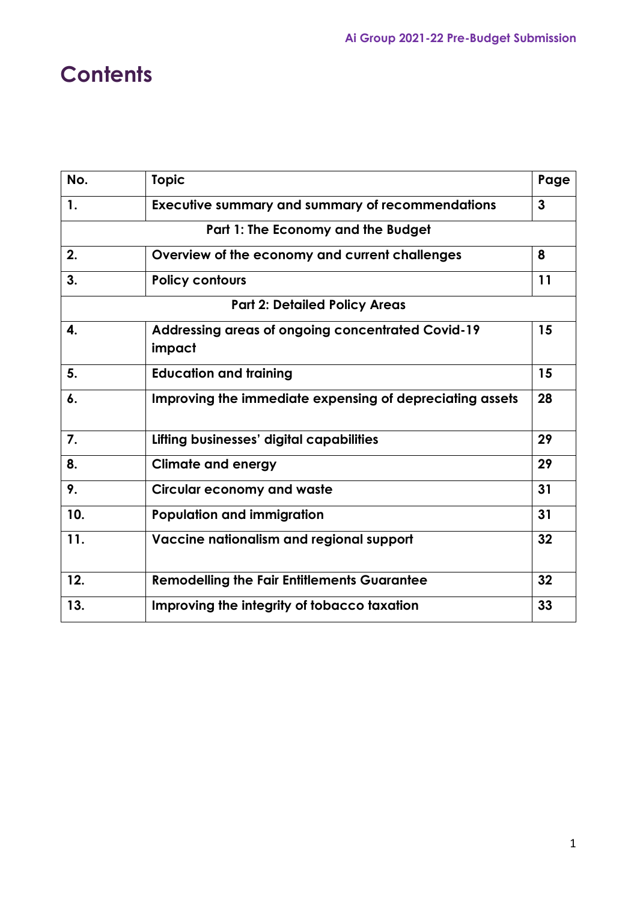# Contents

| No. | Topic | Page |
|---|---|---|
| 1. | Executive summary and summary of recommendations | 3 |
| | Part 1: The Economy and the Budget | |
| 2. | Overview of the economy and current challenges | 8 |
| 3. | Policy contours | 11 |
| | Part 2: Detailed Policy Areas | |
| 4. | Addressing areas of ongoing concentrated Covid-19 impact | 15 |
| 5. | Education and training | 15 |
| 6. | Improving the immediate expensing of depreciating assets | 28 |
| 7. | Lifting businesses' digital capabilities | 29 |
| 8. | Climate and energy | 29 |
| 9. | Circular economy and waste | 31 |
| 10. | Population and immigration | 31 |
| 11. | Vaccine nationalism and regional support | 32 |
| 12. | Remodelling the Fair Entitlements Guarantee | 32 |
| 13. | Improving the integrity of tobacco taxation | 33 |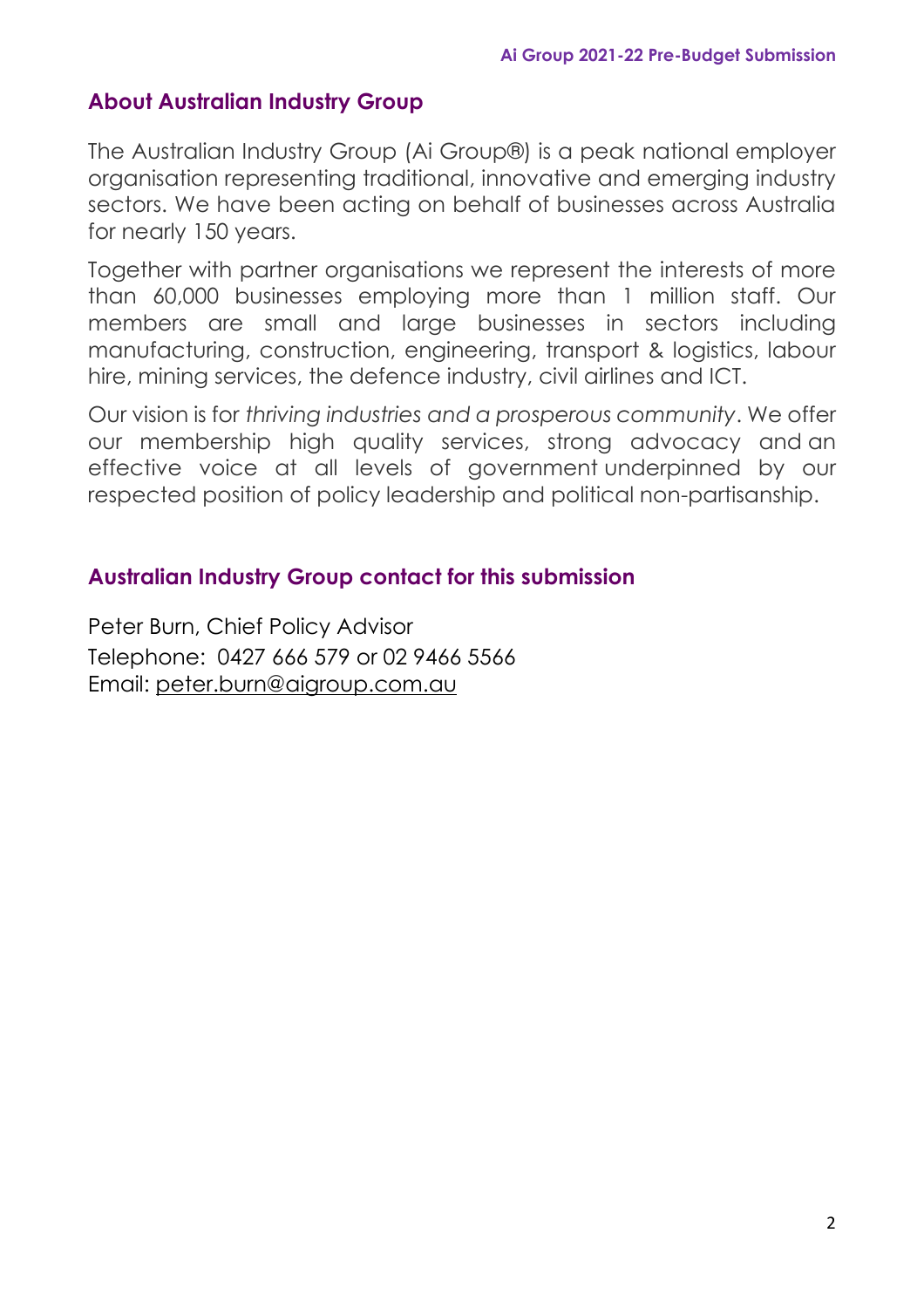## About Australian Industry Group

The Australian Industry Group (Ai Group®) is a peak national employer organisation representing traditional, innovative and emerging industry sectors. We have been acting on behalf of businesses across Australia for nearly 150 years.

Together with partner organisations we represent the interests of more than 60,000 businesses employing more than 1 million staff. Our members are small and large businesses in sectors including manufacturing, construction, engineering, transport & logistics, labour hire, mining services, the defence industry, civil airlines and ICT.

Our vision is for *thriving industries and a prosperous community*. We offer our membership high quality services, strong advocacy and an effective voice at all levels of government underpinned by our respected position of policy leadership and political non-partisanship.

## Australian Industry Group contact for this submission

Peter Burn, Chief Policy Advisor
Telephone: 0427 666 579 or 02 9466 5566
Email: peter.burn@aigroup.com.au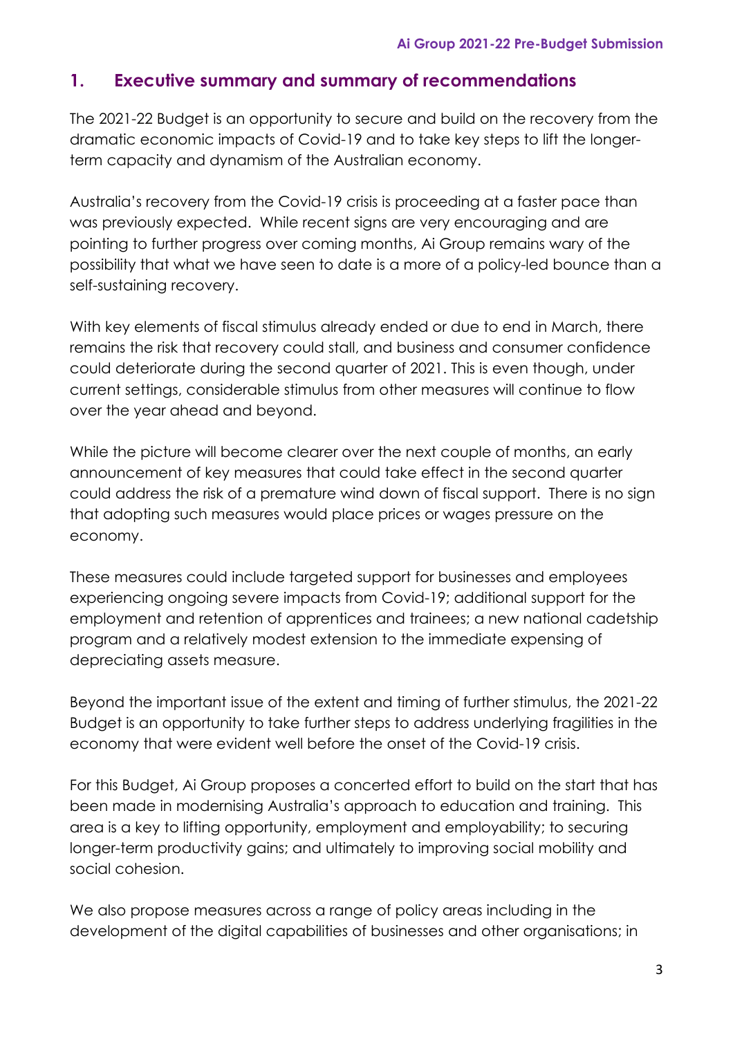## 1. Executive summary and summary of recommendations

The 2021-22 Budget is an opportunity to secure and build on the recovery from the dramatic economic impacts of Covid-19 and to take key steps to lift the longer-term capacity and dynamism of the Australian economy.

Australia's recovery from the Covid-19 crisis is proceeding at a faster pace than was previously expected. While recent signs are very encouraging and are pointing to further progress over coming months, Ai Group remains wary of the possibility that what we have seen to date is a more of a policy-led bounce than a self-sustaining recovery.

With key elements of fiscal stimulus already ended or due to end in March, there remains the risk that recovery could stall, and business and consumer confidence could deteriorate during the second quarter of 2021. This is even though, under current settings, considerable stimulus from other measures will continue to flow over the year ahead and beyond.

While the picture will become clearer over the next couple of months, an early announcement of key measures that could take effect in the second quarter could address the risk of a premature wind down of fiscal support. There is no sign that adopting such measures would place prices or wages pressure on the economy.

These measures could include targeted support for businesses and employees experiencing ongoing severe impacts from Covid-19; additional support for the employment and retention of apprentices and trainees; a new national cadetship program and a relatively modest extension to the immediate expensing of depreciating assets measure.

Beyond the important issue of the extent and timing of further stimulus, the 2021-22 Budget is an opportunity to take further steps to address underlying fragilities in the economy that were evident well before the onset of the Covid-19 crisis.

For this Budget, Ai Group proposes a concerted effort to build on the start that has been made in modernising Australia's approach to education and training. This area is a key to lifting opportunity, employment and employability; to securing longer-term productivity gains; and ultimately to improving social mobility and social cohesion.

We also propose measures across a range of policy areas including in the development of the digital capabilities of businesses and other organisations; in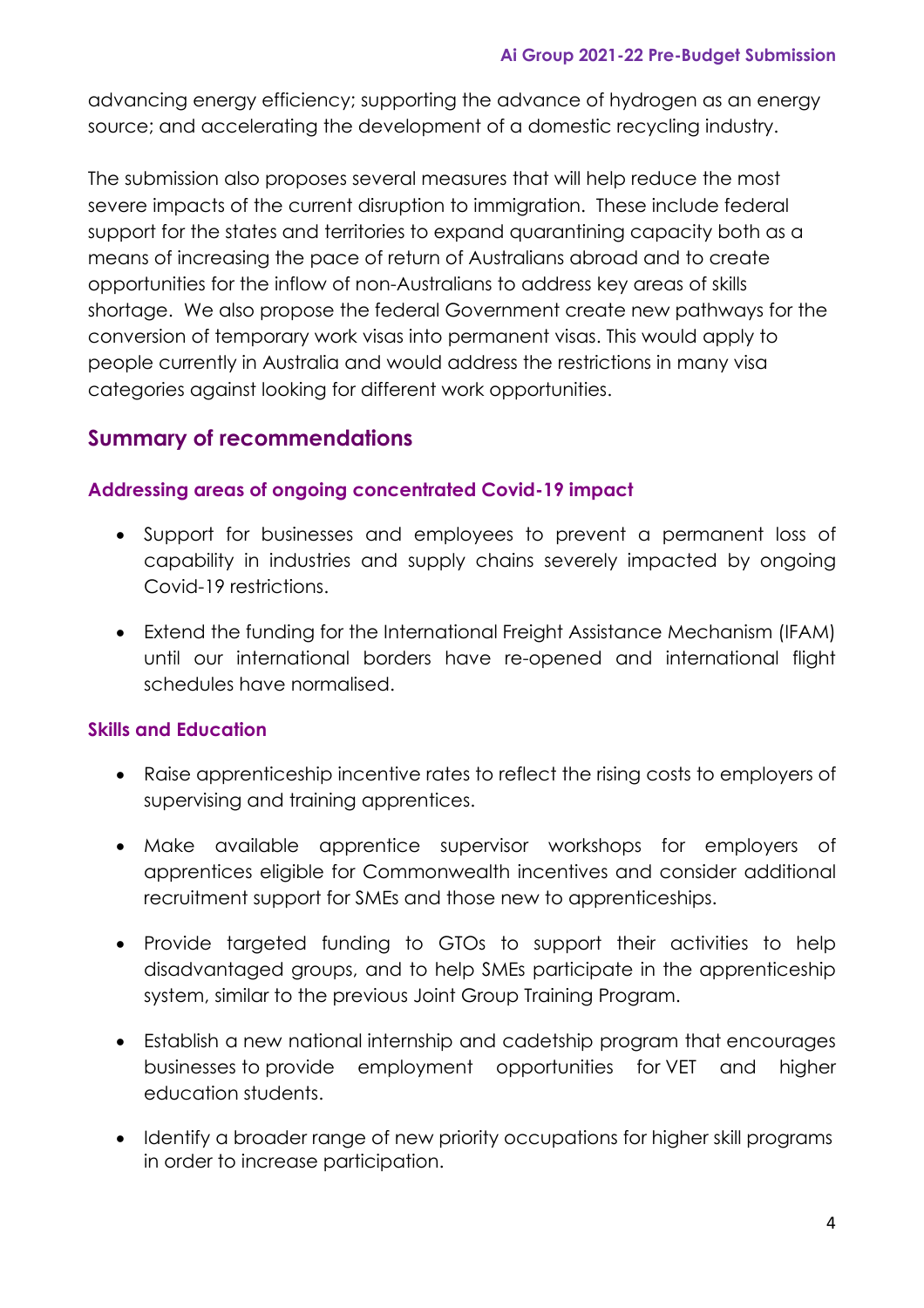advancing energy efficiency; supporting the advance of hydrogen as an energy source; and accelerating the development of a domestic recycling industry.

The submission also proposes several measures that will help reduce the most severe impacts of the current disruption to immigration. These include federal support for the states and territories to expand quarantining capacity both as a means of increasing the pace of return of Australians abroad and to create opportunities for the inflow of non-Australians to address key areas of skills shortage. We also propose the federal Government create new pathways for the conversion of temporary work visas into permanent visas. This would apply to people currently in Australia and would address the restrictions in many visa categories against looking for different work opportunities.

## Summary of recommendations

### Addressing areas of ongoing concentrated Covid-19 impact

- Support for businesses and employees to prevent a permanent loss of capability in industries and supply chains severely impacted by ongoing Covid-19 restrictions.
- Extend the funding for the International Freight Assistance Mechanism (IFAM) until our international borders have re-opened and international flight schedules have normalised.

### Skills and Education

- Raise apprenticeship incentive rates to reflect the rising costs to employers of supervising and training apprentices.
- Make available apprentice supervisor workshops for employers of apprentices eligible for Commonwealth incentives and consider additional recruitment support for SMEs and those new to apprenticeships.
- Provide targeted funding to GTOs to support their activities to help disadvantaged groups, and to help SMEs participate in the apprenticeship system, similar to the previous Joint Group Training Program.
- Establish a new national internship and cadetship program that encourages businesses to provide employment opportunities for VET and higher education students.
- Identify a broader range of new priority occupations for higher skill programs in order to increase participation.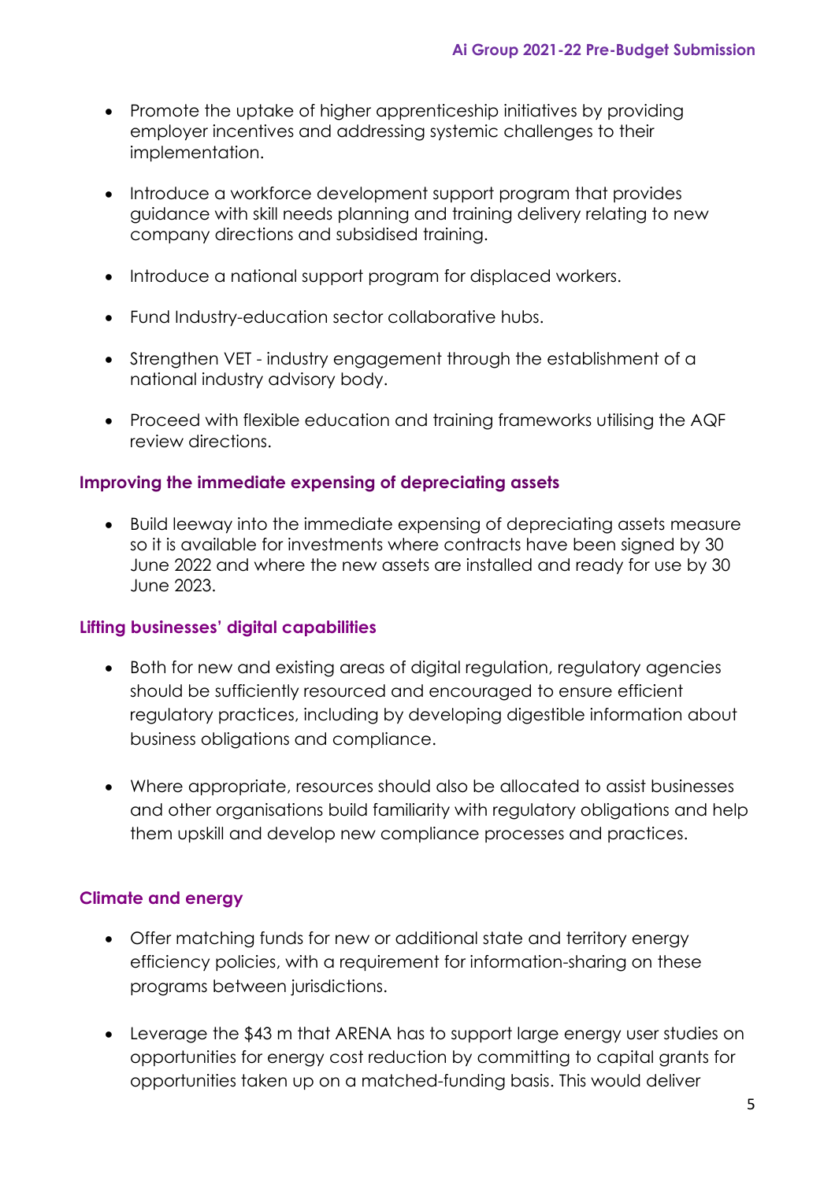- Promote the uptake of higher apprenticeship initiatives by providing employer incentives and addressing systemic challenges to their implementation.
- Introduce a workforce development support program that provides guidance with skill needs planning and training delivery relating to new company directions and subsidised training.
- Introduce a national support program for displaced workers.
- Fund Industry-education sector collaborative hubs.
- Strengthen VET - industry engagement through the establishment of a national industry advisory body.
- Proceed with flexible education and training frameworks utilising the AQF review directions.

### Improving the immediate expensing of depreciating assets

- Build leeway into the immediate expensing of depreciating assets measure so it is available for investments where contracts have been signed by 30 June 2022 and where the new assets are installed and ready for use by 30 June 2023.

### Lifting businesses' digital capabilities

- Both for new and existing areas of digital regulation, regulatory agencies should be sufficiently resourced and encouraged to ensure efficient regulatory practices, including by developing digestible information about business obligations and compliance.
- Where appropriate, resources should also be allocated to assist businesses and other organisations build familiarity with regulatory obligations and help them upskill and develop new compliance processes and practices.

### Climate and energy

- Offer matching funds for new or additional state and territory energy efficiency policies, with a requirement for information-sharing on these programs between jurisdictions.
- Leverage the $43 m that ARENA has to support large energy user studies on opportunities for energy cost reduction by committing to capital grants for opportunities taken up on a matched-funding basis. This would deliver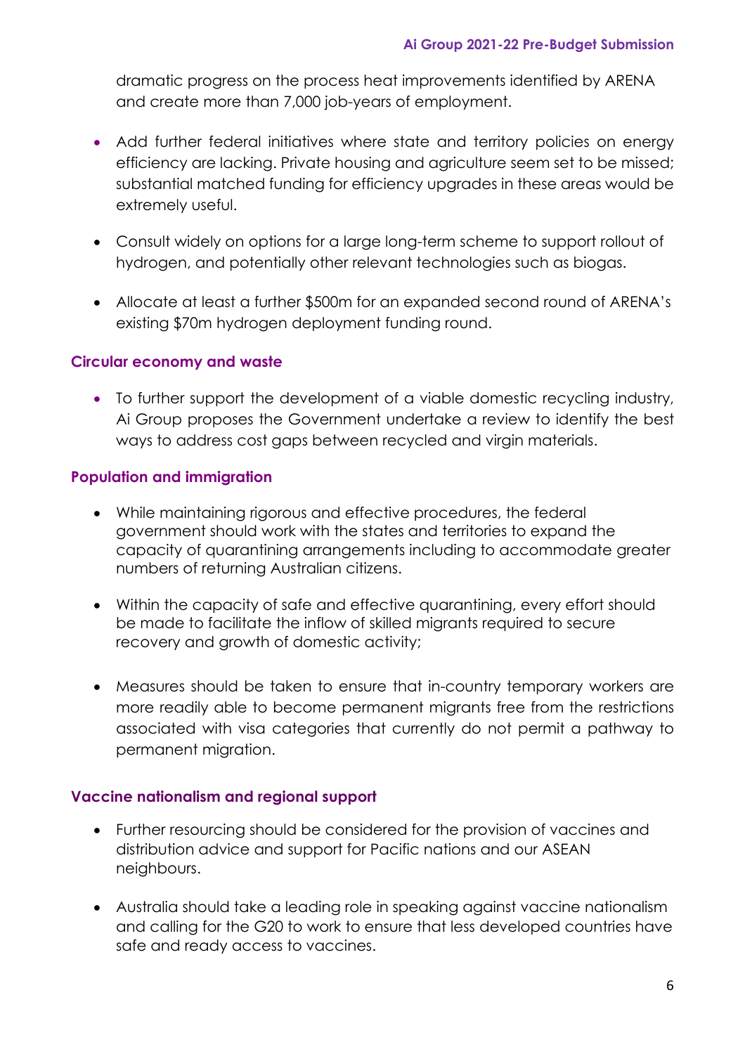dramatic progress on the process heat improvements identified by ARENA and create more than 7,000 job-years of employment.

- Add further federal initiatives where state and territory policies on energy efficiency are lacking. Private housing and agriculture seem set to be missed; substantial matched funding for efficiency upgrades in these areas would be extremely useful.
- Consult widely on options for a large long-term scheme to support rollout of hydrogen, and potentially other relevant technologies such as biogas.
- Allocate at least a further $500m for an expanded second round of ARENA's existing $70m hydrogen deployment funding round.

### Circular economy and waste

- To further support the development of a viable domestic recycling industry, Ai Group proposes the Government undertake a review to identify the best ways to address cost gaps between recycled and virgin materials.

### Population and immigration

- While maintaining rigorous and effective procedures, the federal government should work with the states and territories to expand the capacity of quarantining arrangements including to accommodate greater numbers of returning Australian citizens.
- Within the capacity of safe and effective quarantining, every effort should be made to facilitate the inflow of skilled migrants required to secure recovery and growth of domestic activity;
- Measures should be taken to ensure that in-country temporary workers are more readily able to become permanent migrants free from the restrictions associated with visa categories that currently do not permit a pathway to permanent migration.

### Vaccine nationalism and regional support

- Further resourcing should be considered for the provision of vaccines and distribution advice and support for Pacific nations and our ASEAN neighbours.
- Australia should take a leading role in speaking against vaccine nationalism and calling for the G20 to work to ensure that less developed countries have safe and ready access to vaccines.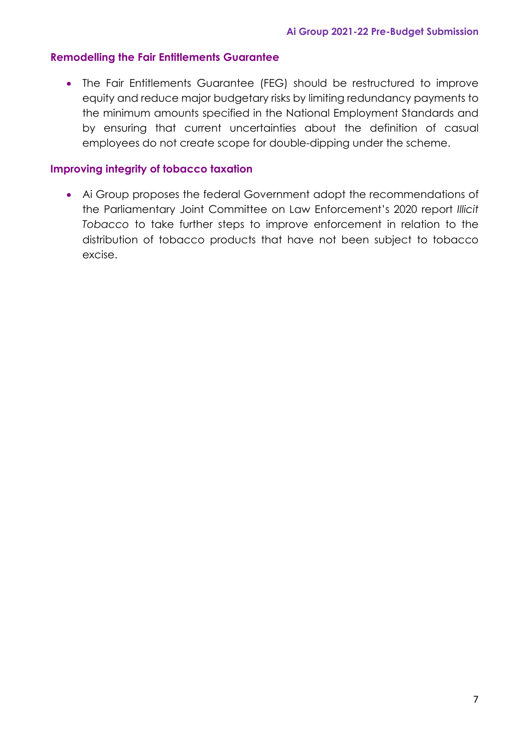### Remodelling the Fair Entitlements Guarantee

- The Fair Entitlements Guarantee (FEG) should be restructured to improve equity and reduce major budgetary risks by limiting redundancy payments to the minimum amounts specified in the National Employment Standards and by ensuring that current uncertainties about the definition of casual employees do not create scope for double-dipping under the scheme.

### Improving integrity of tobacco taxation

- Ai Group proposes the federal Government adopt the recommendations of the Parliamentary Joint Committee on Law Enforcement's 2020 report *Illicit Tobacco* to take further steps to improve enforcement in relation to the distribution of tobacco products that have not been subject to tobacco excise.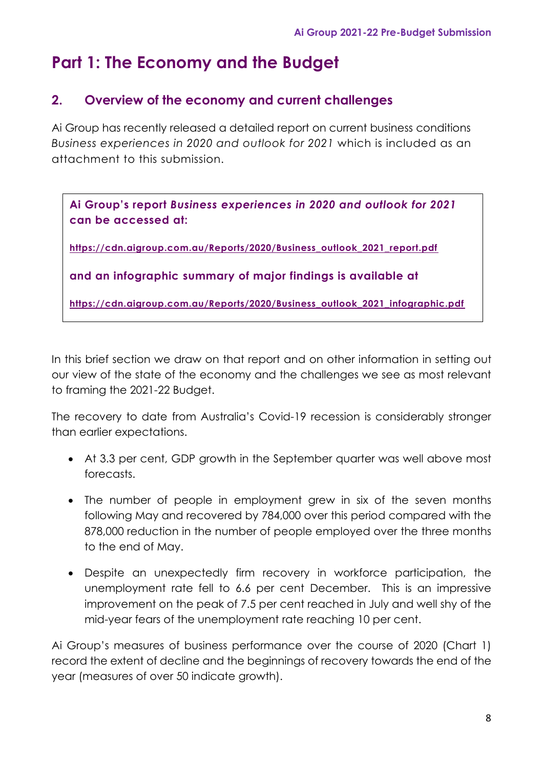# Part 1: The Economy and the Budget

## 2. Overview of the economy and current challenges

Ai Group has recently released a detailed report on current business conditions *Business experiences in 2020 and outlook for 2021* which is included as an attachment to this submission.

> **Ai Group's report *Business experiences in 2020 and outlook for 2021* can be accessed at:**
>
> **https://cdn.aigroup.com.au/Reports/2020/Business_outlook_2021_report.pdf**
>
> **and an infographic summary of major findings is available at**
>
> **https://cdn.aigroup.com.au/Reports/2020/Business_outlook_2021_infographic.pdf**

In this brief section we draw on that report and on other information in setting out our view of the state of the economy and the challenges we see as most relevant to framing the 2021-22 Budget.

The recovery to date from Australia's Covid-19 recession is considerably stronger than earlier expectations.

- At 3.3 per cent, GDP growth in the September quarter was well above most forecasts.
- The number of people in employment grew in six of the seven months following May and recovered by 784,000 over this period compared with the 878,000 reduction in the number of people employed over the three months to the end of May.
- Despite an unexpectedly firm recovery in workforce participation, the unemployment rate fell to 6.6 per cent December. This is an impressive improvement on the peak of 7.5 per cent reached in July and well shy of the mid-year fears of the unemployment rate reaching 10 per cent.

Ai Group's measures of business performance over the course of 2020 (Chart 1) record the extent of decline and the beginnings of recovery towards the end of the year (measures of over 50 indicate growth).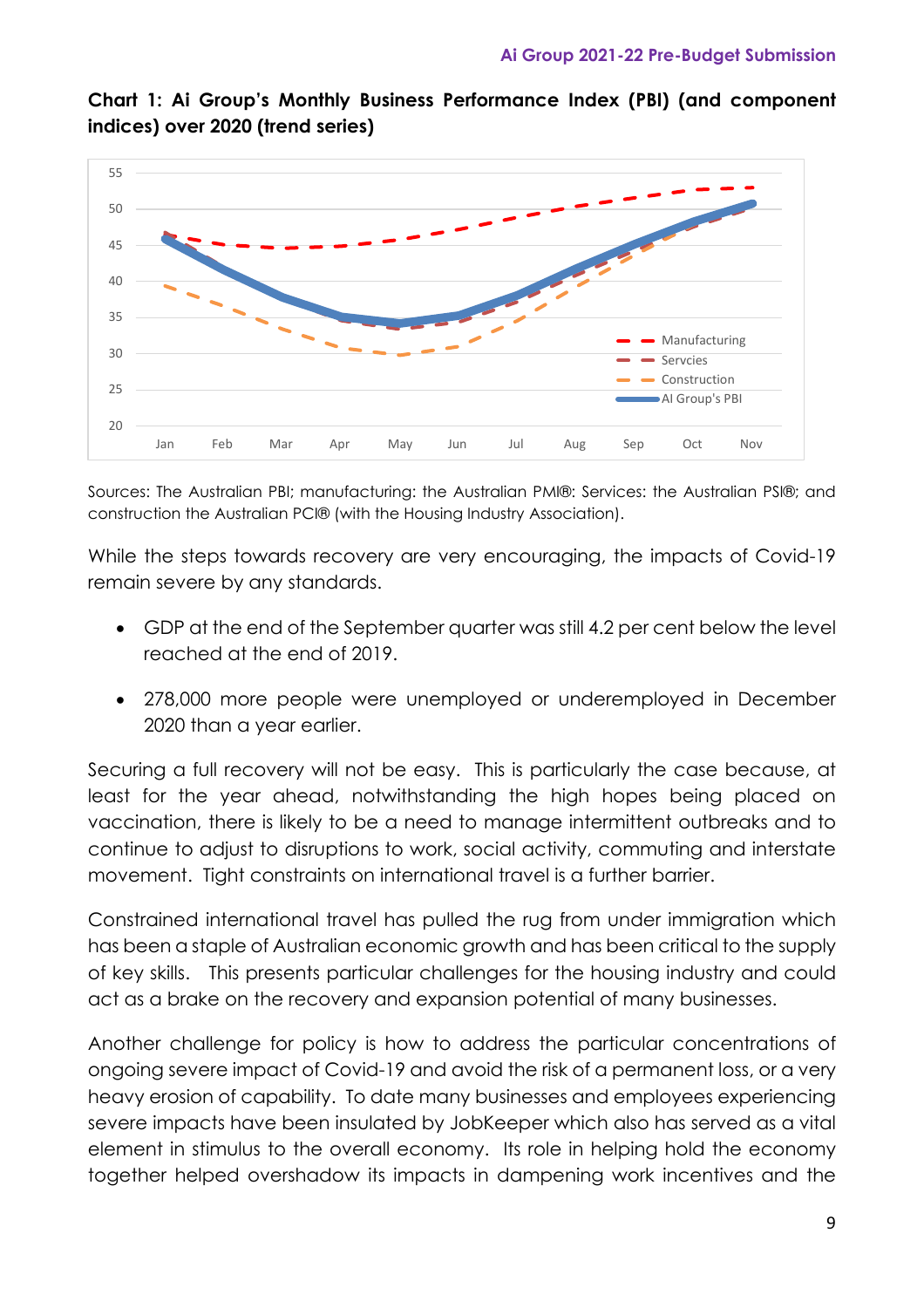**Chart 1: Ai Group's Monthly Business Performance Index (PBI) (and component indices) over 2020 (trend series)**

Sources: The Australian PBI; manufacturing: the Australian PMI®: Services: the Australian PSI®; and construction the Australian PCI® (with the Housing Industry Association).

While the steps towards recovery are very encouraging, the impacts of Covid-19 remain severe by any standards.

- GDP at the end of the September quarter was still 4.2 per cent below the level reached at the end of 2019.
- 278,000 more people were unemployed or underemployed in December 2020 than a year earlier.

Securing a full recovery will not be easy. This is particularly the case because, at least for the year ahead, notwithstanding the high hopes being placed on vaccination, there is likely to be a need to manage intermittent outbreaks and to continue to adjust to disruptions to work, social activity, commuting and interstate movement. Tight constraints on international travel is a further barrier.

Constrained international travel has pulled the rug from under immigration which has been a staple of Australian economic growth and has been critical to the supply of key skills. This presents particular challenges for the housing industry and could act as a brake on the recovery and expansion potential of many businesses.

Another challenge for policy is how to address the particular concentrations of ongoing severe impact of Covid-19 and avoid the risk of a permanent loss, or a very heavy erosion of capability. To date many businesses and employees experiencing severe impacts have been insulated by JobKeeper which also has served as a vital element in stimulus to the overall economy. Its role in helping hold the economy together helped overshadow its impacts in dampening work incentives and the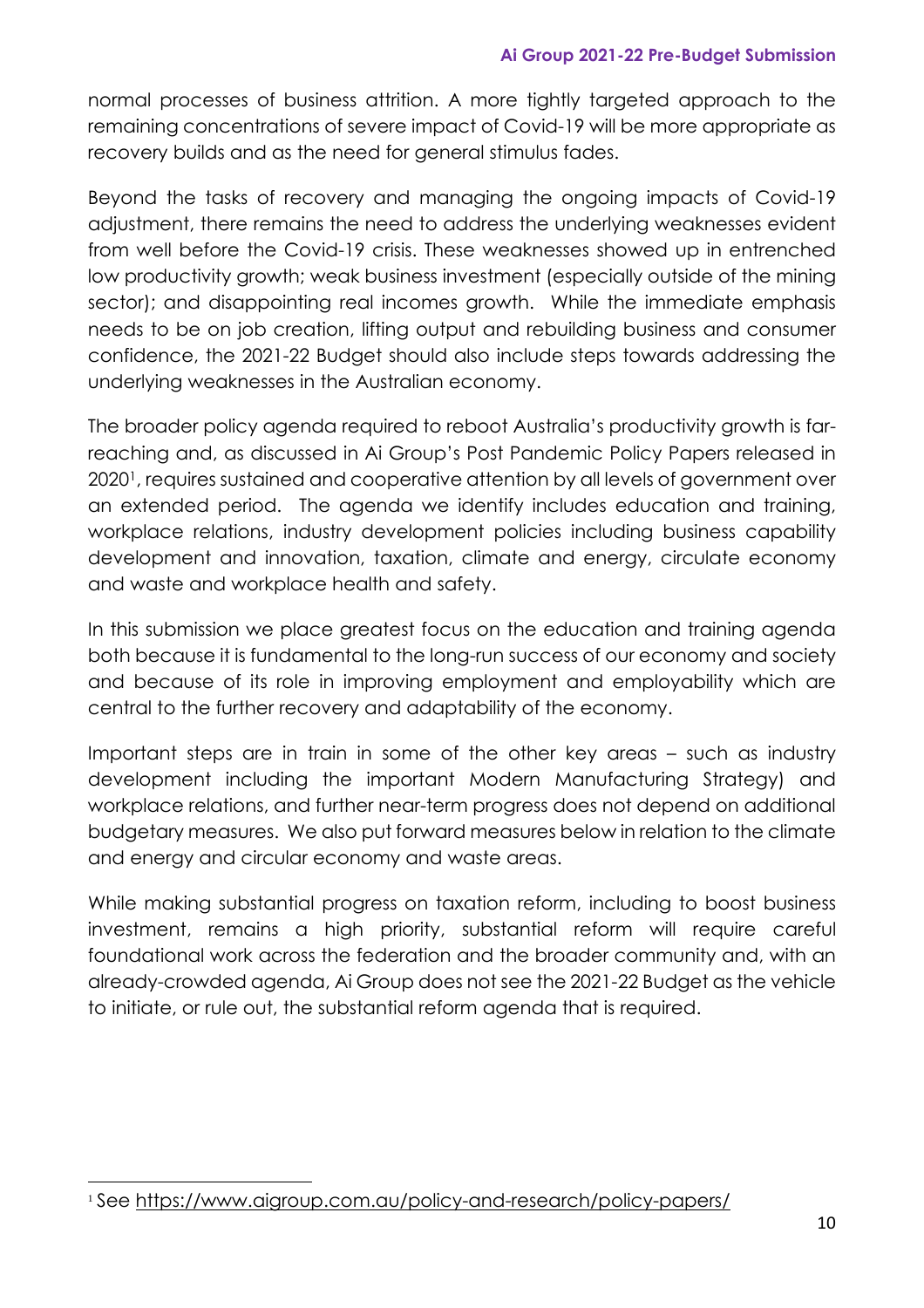normal processes of business attrition. A more tightly targeted approach to the remaining concentrations of severe impact of Covid-19 will be more appropriate as recovery builds and as the need for general stimulus fades.

Beyond the tasks of recovery and managing the ongoing impacts of Covid-19 adjustment, there remains the need to address the underlying weaknesses evident from well before the Covid-19 crisis. These weaknesses showed up in entrenched low productivity growth; weak business investment (especially outside of the mining sector); and disappointing real incomes growth. While the immediate emphasis needs to be on job creation, lifting output and rebuilding business and consumer confidence, the 2021-22 Budget should also include steps towards addressing the underlying weaknesses in the Australian economy.

The broader policy agenda required to reboot Australia's productivity growth is far-reaching and, as discussed in Ai Group's Post Pandemic Policy Papers released in 2020[1], requires sustained and cooperative attention by all levels of government over an extended period. The agenda we identify includes education and training, workplace relations, industry development policies including business capability development and innovation, taxation, climate and energy, circulate economy and waste and workplace health and safety.

In this submission we place greatest focus on the education and training agenda both because it is fundamental to the long-run success of our economy and society and because of its role in improving employment and employability which are central to the further recovery and adaptability of the economy.

Important steps are in train in some of the other key areas – such as industry development including the important Modern Manufacturing Strategy) and workplace relations, and further near-term progress does not depend on additional budgetary measures. We also put forward measures below in relation to the climate and energy and circular economy and waste areas.

While making substantial progress on taxation reform, including to boost business investment, remains a high priority, substantial reform will require careful foundational work across the federation and the broader community and, with an already-crowded agenda, Ai Group does not see the 2021-22 Budget as the vehicle to initiate, or rule out, the substantial reform agenda that is required.

---

[1] See https://www.aigroup.com.au/policy-and-research/policy-papers/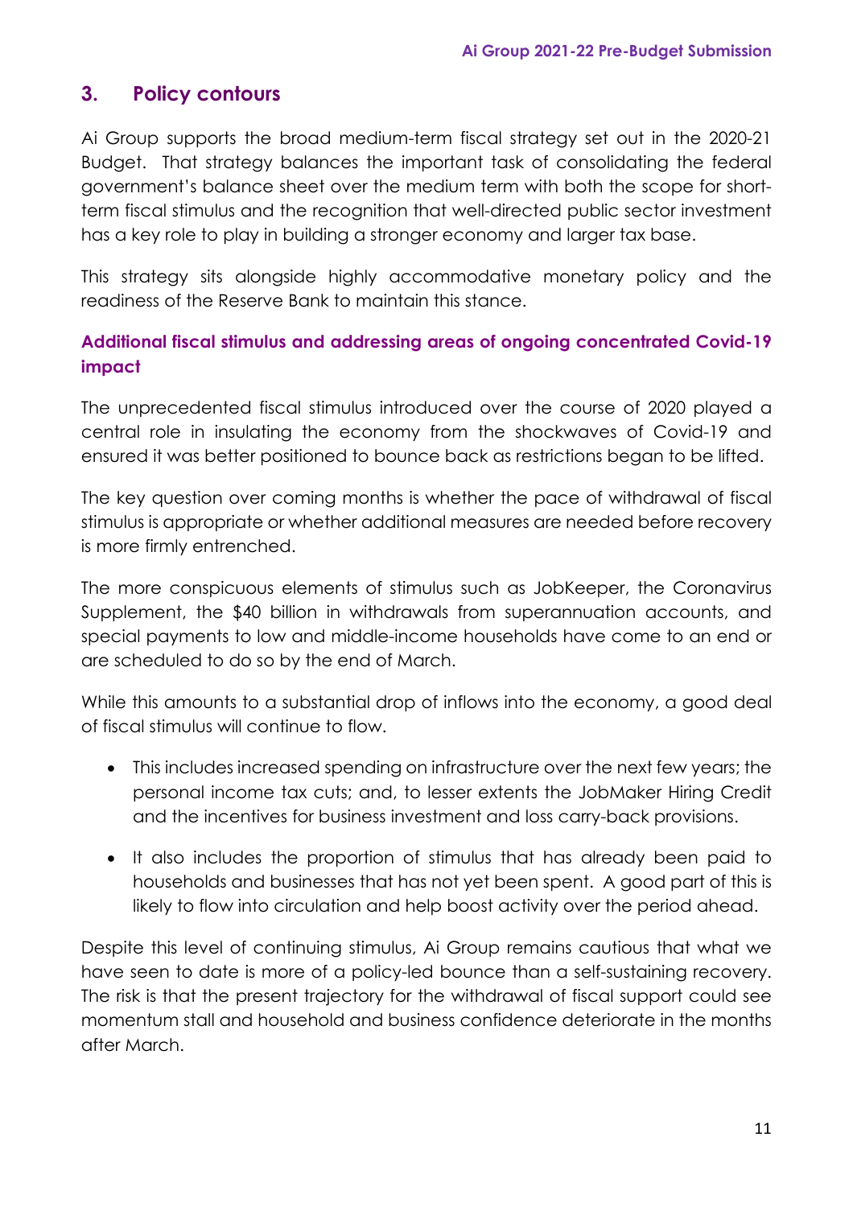## 3. Policy contours

Ai Group supports the broad medium-term fiscal strategy set out in the 2020-21 Budget. That strategy balances the important task of consolidating the federal government's balance sheet over the medium term with both the scope for short-term fiscal stimulus and the recognition that well-directed public sector investment has a key role to play in building a stronger economy and larger tax base.

This strategy sits alongside highly accommodative monetary policy and the readiness of the Reserve Bank to maintain this stance.

### Additional fiscal stimulus and addressing areas of ongoing concentrated Covid-19 impact

The unprecedented fiscal stimulus introduced over the course of 2020 played a central role in insulating the economy from the shockwaves of Covid-19 and ensured it was better positioned to bounce back as restrictions began to be lifted.

The key question over coming months is whether the pace of withdrawal of fiscal stimulus is appropriate or whether additional measures are needed before recovery is more firmly entrenched.

The more conspicuous elements of stimulus such as JobKeeper, the Coronavirus Supplement, the $40 billion in withdrawals from superannuation accounts, and special payments to low and middle-income households have come to an end or are scheduled to do so by the end of March.

While this amounts to a substantial drop of inflows into the economy, a good deal of fiscal stimulus will continue to flow.

- This includes increased spending on infrastructure over the next few years; the personal income tax cuts; and, to lesser extents the JobMaker Hiring Credit and the incentives for business investment and loss carry-back provisions.
- It also includes the proportion of stimulus that has already been paid to households and businesses that has not yet been spent. A good part of this is likely to flow into circulation and help boost activity over the period ahead.

Despite this level of continuing stimulus, Ai Group remains cautious that what we have seen to date is more of a policy-led bounce than a self-sustaining recovery. The risk is that the present trajectory for the withdrawal of fiscal support could see momentum stall and household and business confidence deteriorate in the months after March.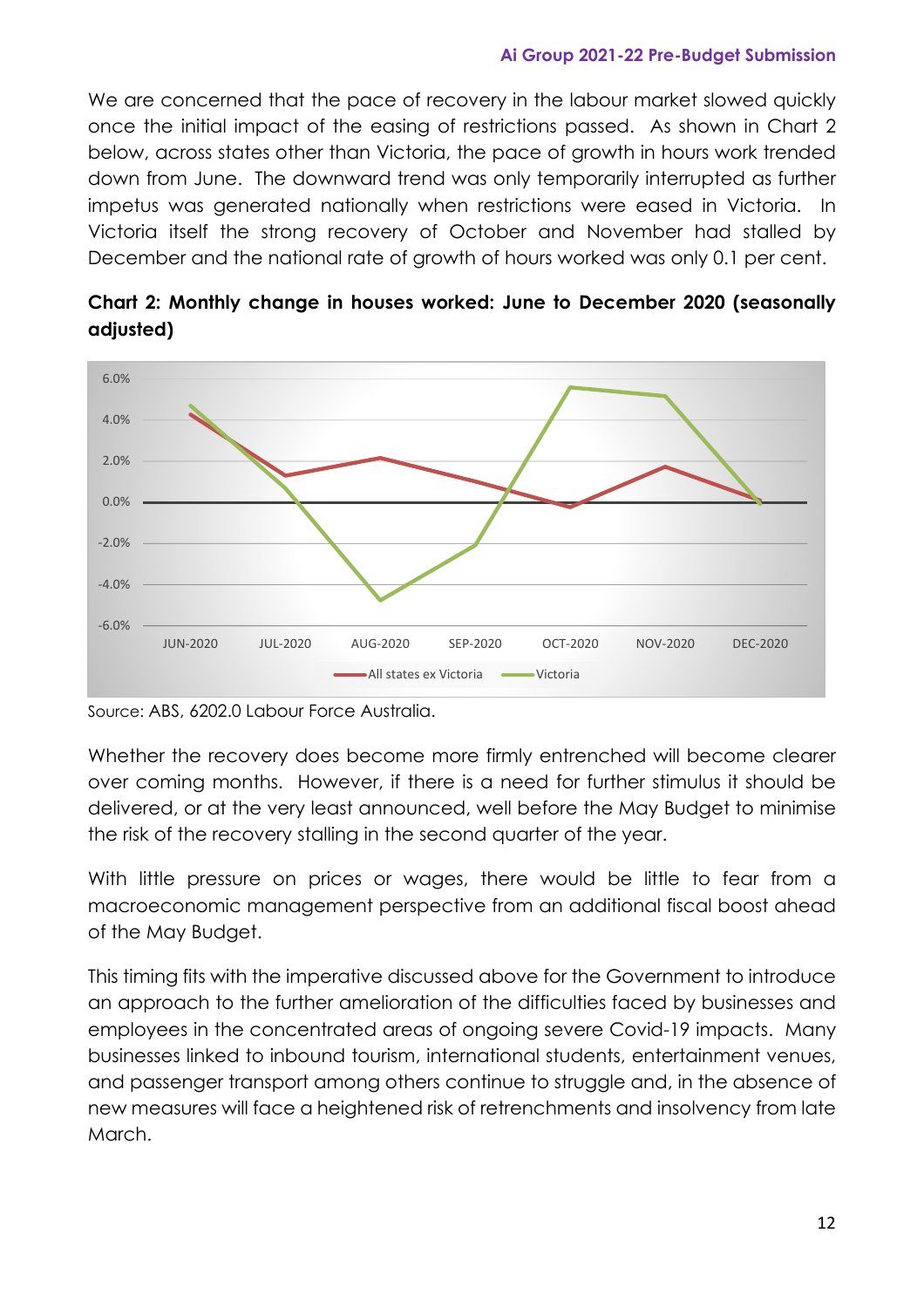We are concerned that the pace of recovery in the labour market slowed quickly once the initial impact of the easing of restrictions passed. As shown in Chart 2 below, across states other than Victoria, the pace of growth in hours work trended down from June. The downward trend was only temporarily interrupted as further impetus was generated nationally when restrictions were eased in Victoria. In Victoria itself the strong recovery of October and November had stalled by December and the national rate of growth of hours worked was only 0.1 per cent.

**Chart 2: Monthly change in houses worked: June to December 2020 (seasonally adjusted)**

Source: ABS, 6202.0 Labour Force Australia.

Whether the recovery does become more firmly entrenched will become clearer over coming months. However, if there is a need for further stimulus it should be delivered, or at the very least announced, well before the May Budget to minimise the risk of the recovery stalling in the second quarter of the year.

With little pressure on prices or wages, there would be little to fear from a macroeconomic management perspective from an additional fiscal boost ahead of the May Budget.

This timing fits with the imperative discussed above for the Government to introduce an approach to the further amelioration of the difficulties faced by businesses and employees in the concentrated areas of ongoing severe Covid-19 impacts. Many businesses linked to inbound tourism, international students, entertainment venues, and passenger transport among others continue to struggle and, in the absence of new measures will face a heightened risk of retrenchments and insolvency from late March.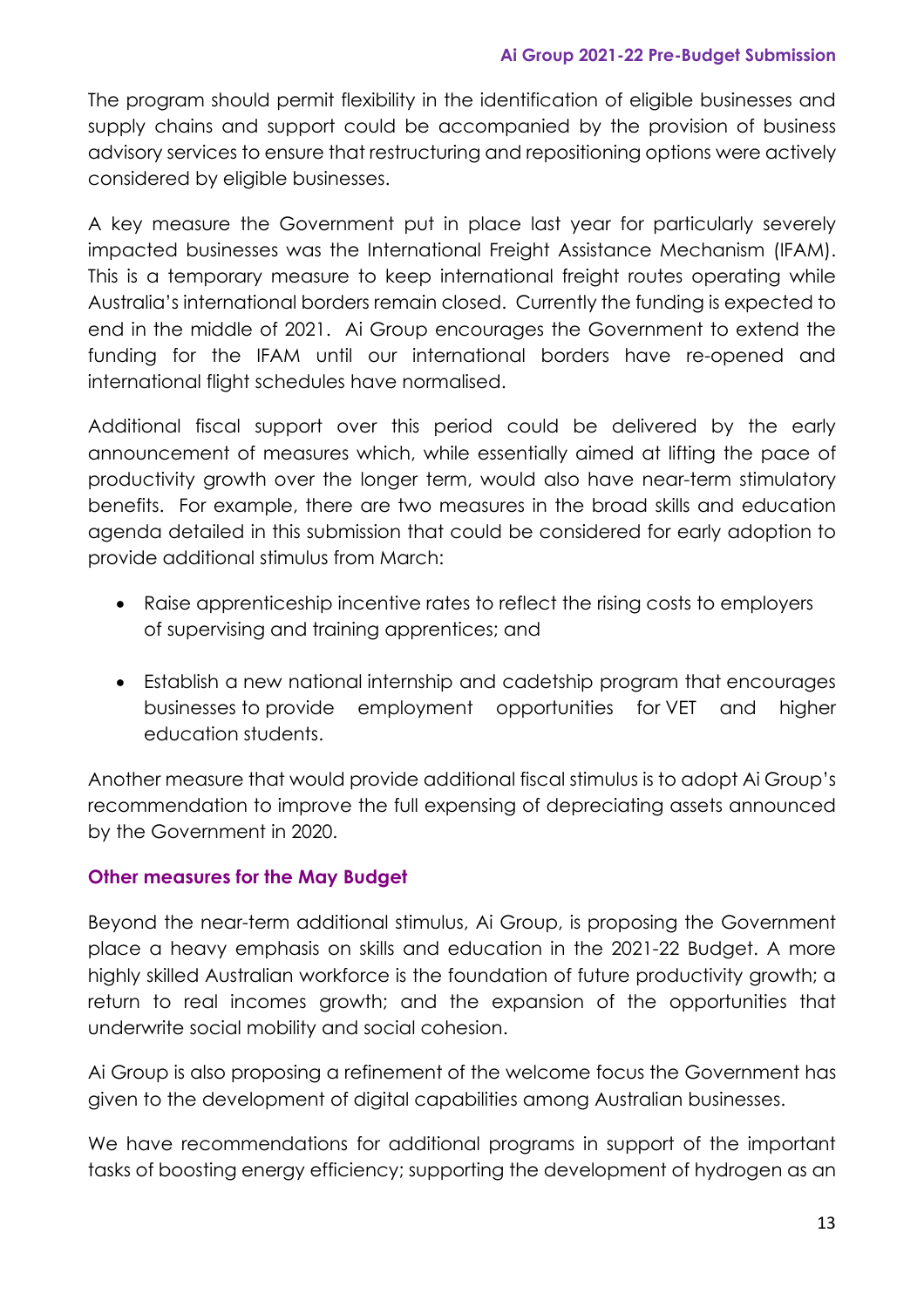The program should permit flexibility in the identification of eligible businesses and supply chains and support could be accompanied by the provision of business advisory services to ensure that restructuring and repositioning options were actively considered by eligible businesses.

A key measure the Government put in place last year for particularly severely impacted businesses was the International Freight Assistance Mechanism (IFAM). This is a temporary measure to keep international freight routes operating while Australia's international borders remain closed. Currently the funding is expected to end in the middle of 2021. Ai Group encourages the Government to extend the funding for the IFAM until our international borders have re-opened and international flight schedules have normalised.

Additional fiscal support over this period could be delivered by the early announcement of measures which, while essentially aimed at lifting the pace of productivity growth over the longer term, would also have near-term stimulatory benefits. For example, there are two measures in the broad skills and education agenda detailed in this submission that could be considered for early adoption to provide additional stimulus from March:

- Raise apprenticeship incentive rates to reflect the rising costs to employers of supervising and training apprentices; and
- Establish a new national internship and cadetship program that encourages businesses to provide employment opportunities for VET and higher education students.

Another measure that would provide additional fiscal stimulus is to adopt Ai Group's recommendation to improve the full expensing of depreciating assets announced by the Government in 2020.

### Other measures for the May Budget

Beyond the near-term additional stimulus, Ai Group, is proposing the Government place a heavy emphasis on skills and education in the 2021-22 Budget. A more highly skilled Australian workforce is the foundation of future productivity growth; a return to real incomes growth; and the expansion of the opportunities that underwrite social mobility and social cohesion.

Ai Group is also proposing a refinement of the welcome focus the Government has given to the development of digital capabilities among Australian businesses.

We have recommendations for additional programs in support of the important tasks of boosting energy efficiency; supporting the development of hydrogen as an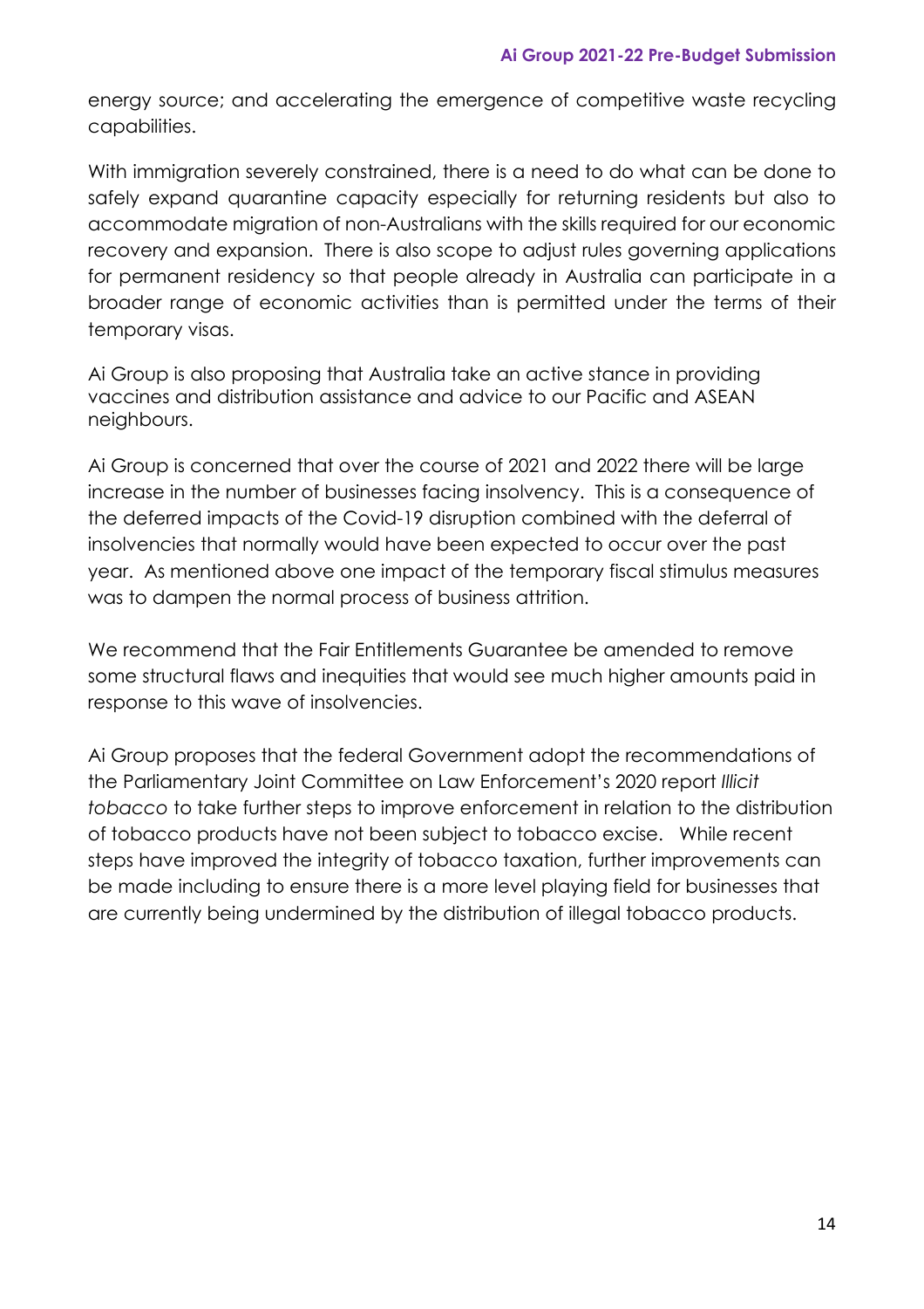energy source; and accelerating the emergence of competitive waste recycling capabilities.

With immigration severely constrained, there is a need to do what can be done to safely expand quarantine capacity especially for returning residents but also to accommodate migration of non-Australians with the skills required for our economic recovery and expansion. There is also scope to adjust rules governing applications for permanent residency so that people already in Australia can participate in a broader range of economic activities than is permitted under the terms of their temporary visas.

Ai Group is also proposing that Australia take an active stance in providing vaccines and distribution assistance and advice to our Pacific and ASEAN neighbours.

Ai Group is concerned that over the course of 2021 and 2022 there will be large increase in the number of businesses facing insolvency. This is a consequence of the deferred impacts of the Covid-19 disruption combined with the deferral of insolvencies that normally would have been expected to occur over the past year. As mentioned above one impact of the temporary fiscal stimulus measures was to dampen the normal process of business attrition.

We recommend that the Fair Entitlements Guarantee be amended to remove some structural flaws and inequities that would see much higher amounts paid in response to this wave of insolvencies.

Ai Group proposes that the federal Government adopt the recommendations of the Parliamentary Joint Committee on Law Enforcement's 2020 report *Illicit tobacco* to take further steps to improve enforcement in relation to the distribution of tobacco products have not been subject to tobacco excise. While recent steps have improved the integrity of tobacco taxation, further improvements can be made including to ensure there is a more level playing field for businesses that are currently being undermined by the distribution of illegal tobacco products.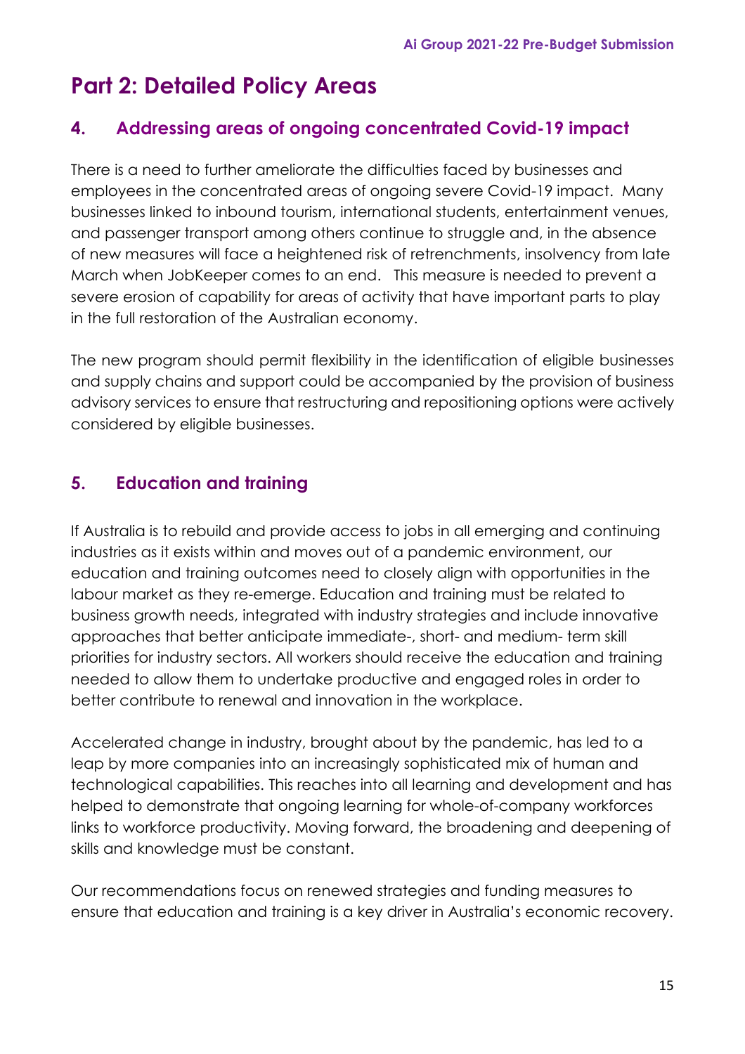# Part 2: Detailed Policy Areas

## 4. Addressing areas of ongoing concentrated Covid-19 impact

There is a need to further ameliorate the difficulties faced by businesses and employees in the concentrated areas of ongoing severe Covid-19 impact. Many businesses linked to inbound tourism, international students, entertainment venues, and passenger transport among others continue to struggle and, in the absence of new measures will face a heightened risk of retrenchments, insolvency from late March when JobKeeper comes to an end. This measure is needed to prevent a severe erosion of capability for areas of activity that have important parts to play in the full restoration of the Australian economy.

The new program should permit flexibility in the identification of eligible businesses and supply chains and support could be accompanied by the provision of business advisory services to ensure that restructuring and repositioning options were actively considered by eligible businesses.

## 5. Education and training

If Australia is to rebuild and provide access to jobs in all emerging and continuing industries as it exists within and moves out of a pandemic environment, our education and training outcomes need to closely align with opportunities in the labour market as they re-emerge. Education and training must be related to business growth needs, integrated with industry strategies and include innovative approaches that better anticipate immediate-, short- and medium- term skill priorities for industry sectors. All workers should receive the education and training needed to allow them to undertake productive and engaged roles in order to better contribute to renewal and innovation in the workplace.

Accelerated change in industry, brought about by the pandemic, has led to a leap by more companies into an increasingly sophisticated mix of human and technological capabilities. This reaches into all learning and development and has helped to demonstrate that ongoing learning for whole-of-company workforces links to workforce productivity. Moving forward, the broadening and deepening of skills and knowledge must be constant.

Our recommendations focus on renewed strategies and funding measures to ensure that education and training is a key driver in Australia's economic recovery.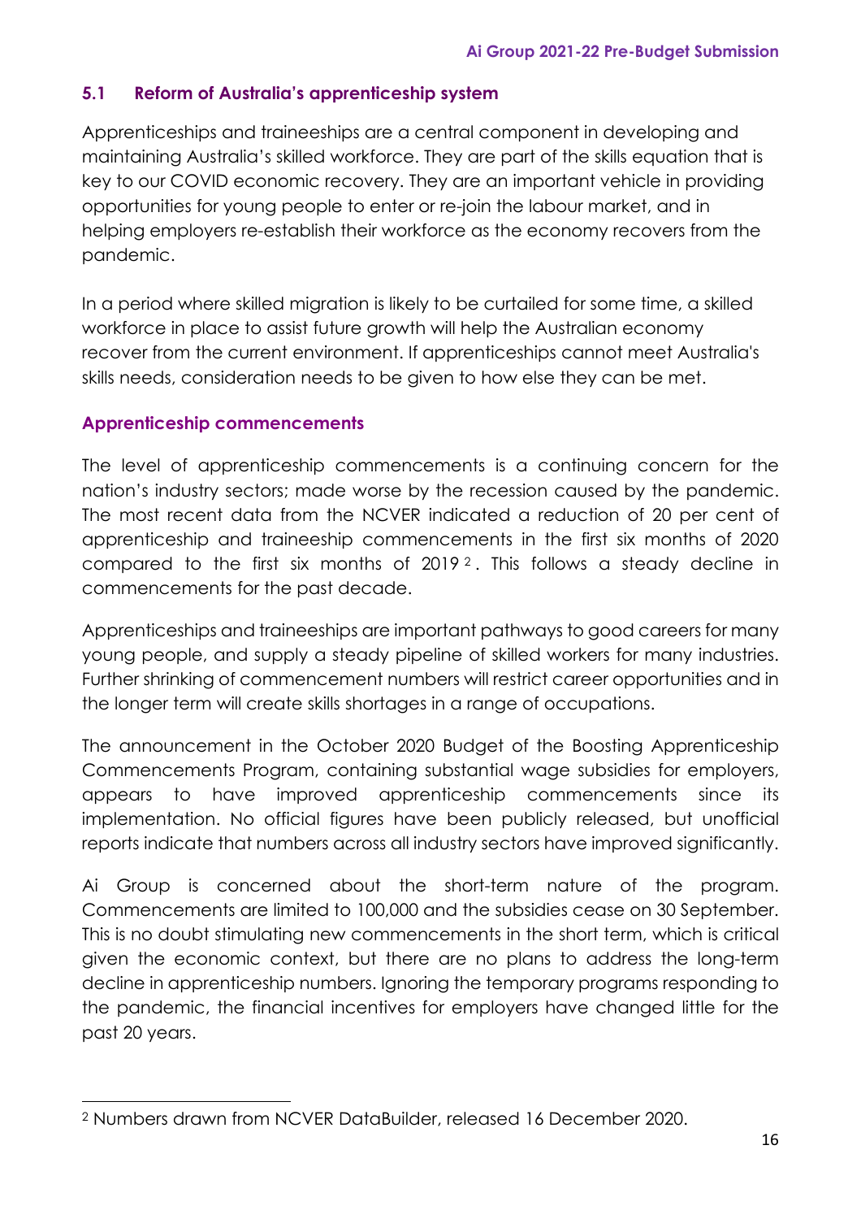## 5.1 Reform of Australia's apprenticeship system

Apprenticeships and traineeships are a central component in developing and maintaining Australia's skilled workforce. They are part of the skills equation that is key to our COVID economic recovery. They are an important vehicle in providing opportunities for young people to enter or re-join the labour market, and in helping employers re-establish their workforce as the economy recovers from the pandemic.

In a period where skilled migration is likely to be curtailed for some time, a skilled workforce in place to assist future growth will help the Australian economy recover from the current environment. If apprenticeships cannot meet Australia's skills needs, consideration needs to be given to how else they can be met.

### Apprenticeship commencements

The level of apprenticeship commencements is a continuing concern for the nation's industry sectors; made worse by the recession caused by the pandemic. The most recent data from the NCVER indicated a reduction of 20 per cent of apprenticeship and traineeship commencements in the first six months of 2020 compared to the first six months of 2019[2]. This follows a steady decline in commencements for the past decade.

Apprenticeships and traineeships are important pathways to good careers for many young people, and supply a steady pipeline of skilled workers for many industries. Further shrinking of commencement numbers will restrict career opportunities and in the longer term will create skills shortages in a range of occupations.

The announcement in the October 2020 Budget of the Boosting Apprenticeship Commencements Program, containing substantial wage subsidies for employers, appears to have improved apprenticeship commencements since its implementation. No official figures have been publicly released, but unofficial reports indicate that numbers across all industry sectors have improved significantly.

Ai Group is concerned about the short-term nature of the program. Commencements are limited to 100,000 and the subsidies cease on 30 September. This is no doubt stimulating new commencements in the short term, which is critical given the economic context, but there are no plans to address the long-term decline in apprenticeship numbers. Ignoring the temporary programs responding to the pandemic, the financial incentives for employers have changed little for the past 20 years.

---

[2] Numbers drawn from NCVER DataBuilder, released 16 December 2020.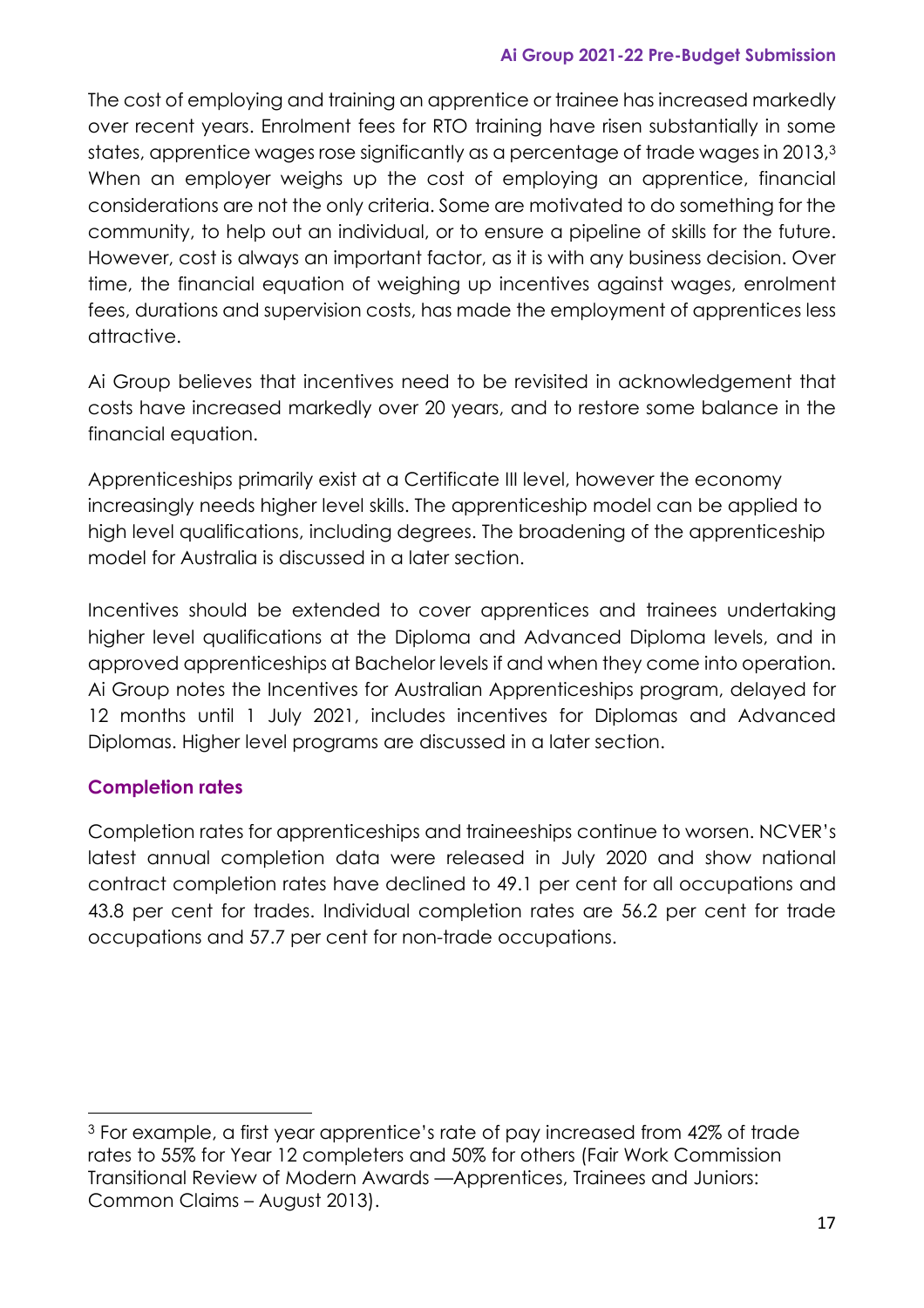The cost of employing and training an apprentice or trainee has increased markedly over recent years. Enrolment fees for RTO training have risen substantially in some states, apprentice wages rose significantly as a percentage of trade wages in 2013,[3] When an employer weighs up the cost of employing an apprentice, financial considerations are not the only criteria. Some are motivated to do something for the community, to help out an individual, or to ensure a pipeline of skills for the future. However, cost is always an important factor, as it is with any business decision. Over time, the financial equation of weighing up incentives against wages, enrolment fees, durations and supervision costs, has made the employment of apprentices less attractive.

Ai Group believes that incentives need to be revisited in acknowledgement that costs have increased markedly over 20 years, and to restore some balance in the financial equation.

Apprenticeships primarily exist at a Certificate III level, however the economy increasingly needs higher level skills. The apprenticeship model can be applied to high level qualifications, including degrees. The broadening of the apprenticeship model for Australia is discussed in a later section.

Incentives should be extended to cover apprentices and trainees undertaking higher level qualifications at the Diploma and Advanced Diploma levels, and in approved apprenticeships at Bachelor levels if and when they come into operation. Ai Group notes the Incentives for Australian Apprenticeships program, delayed for 12 months until 1 July 2021, includes incentives for Diplomas and Advanced Diplomas. Higher level programs are discussed in a later section.

### Completion rates

Completion rates for apprenticeships and traineeships continue to worsen. NCVER's latest annual completion data were released in July 2020 and show national contract completion rates have declined to 49.1 per cent for all occupations and 43.8 per cent for trades. Individual completion rates are 56.2 per cent for trade occupations and 57.7 per cent for non-trade occupations.

---

[3] For example, a first year apprentice's rate of pay increased from 42% of trade rates to 55% for Year 12 completers and 50% for others (Fair Work Commission Transitional Review of Modern Awards —Apprentices, Trainees and Juniors: Common Claims – August 2013).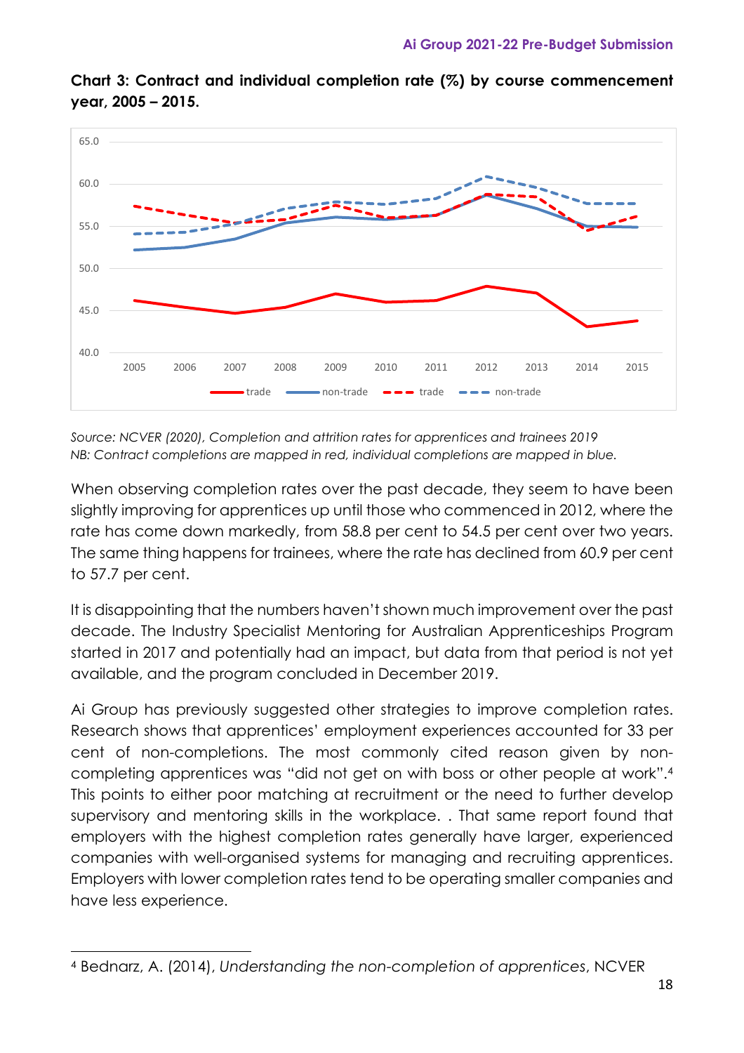**Chart 3: Contract and individual completion rate (%) by course commencement year, 2005 – 2015.**

*Source: NCVER (2020), Completion and attrition rates for apprentices and trainees 2019*
*NB: Contract completions are mapped in red, individual completions are mapped in blue.*

When observing completion rates over the past decade, they seem to have been slightly improving for apprentices up until those who commenced in 2012, where the rate has come down markedly, from 58.8 per cent to 54.5 per cent over two years. The same thing happens for trainees, where the rate has declined from 60.9 per cent to 57.7 per cent.

It is disappointing that the numbers haven't shown much improvement over the past decade. The Industry Specialist Mentoring for Australian Apprenticeships Program started in 2017 and potentially had an impact, but data from that period is not yet available, and the program concluded in December 2019.

Ai Group has previously suggested other strategies to improve completion rates. Research shows that apprentices' employment experiences accounted for 33 per cent of non-completions. The most commonly cited reason given by non-completing apprentices was "did not get on with boss or other people at work".[4] This points to either poor matching at recruitment or the need to further develop supervisory and mentoring skills in the workplace. . That same report found that employers with the highest completion rates generally have larger, experienced companies with well-organised systems for managing and recruiting apprentices. Employers with lower completion rates tend to be operating smaller companies and have less experience.

[4] Bednarz, A. (2014), *Understanding the non-completion of apprentices*, NCVER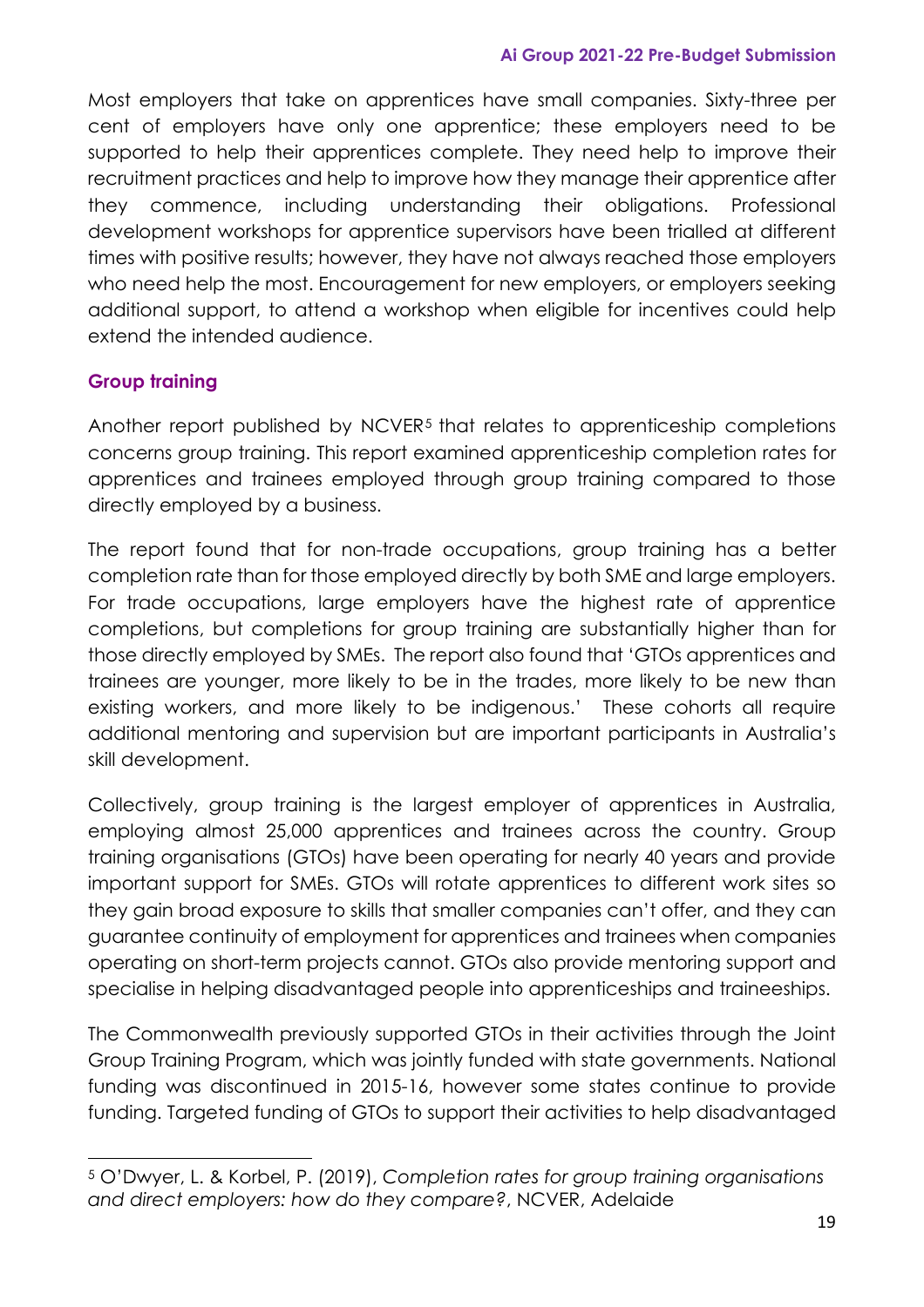Most employers that take on apprentices have small companies. Sixty-three per cent of employers have only one apprentice; these employers need to be supported to help their apprentices complete. They need help to improve their recruitment practices and help to improve how they manage their apprentice after they commence, including understanding their obligations. Professional development workshops for apprentice supervisors have been trialled at different times with positive results; however, they have not always reached those employers who need help the most. Encouragement for new employers, or employers seeking additional support, to attend a workshop when eligible for incentives could help extend the intended audience.

### Group training

Another report published by NCVER[5] that relates to apprenticeship completions concerns group training. This report examined apprenticeship completion rates for apprentices and trainees employed through group training compared to those directly employed by a business.

The report found that for non-trade occupations, group training has a better completion rate than for those employed directly by both SME and large employers. For trade occupations, large employers have the highest rate of apprentice completions, but completions for group training are substantially higher than for those directly employed by SMEs. The report also found that 'GTOs apprentices and trainees are younger, more likely to be in the trades, more likely to be new than existing workers, and more likely to be indigenous.' These cohorts all require additional mentoring and supervision but are important participants in Australia's skill development.

Collectively, group training is the largest employer of apprentices in Australia, employing almost 25,000 apprentices and trainees across the country. Group training organisations (GTOs) have been operating for nearly 40 years and provide important support for SMEs. GTOs will rotate apprentices to different work sites so they gain broad exposure to skills that smaller companies can't offer, and they can guarantee continuity of employment for apprentices and trainees when companies operating on short-term projects cannot. GTOs also provide mentoring support and specialise in helping disadvantaged people into apprenticeships and traineeships.

The Commonwealth previously supported GTOs in their activities through the Joint Group Training Program, which was jointly funded with state governments. National funding was discontinued in 2015-16, however some states continue to provide funding. Targeted funding of GTOs to support their activities to help disadvantaged

---

[5] O'Dwyer, L. & Korbel, P. (2019), *Completion rates for group training organisations and direct employers: how do they compare?*, NCVER, Adelaide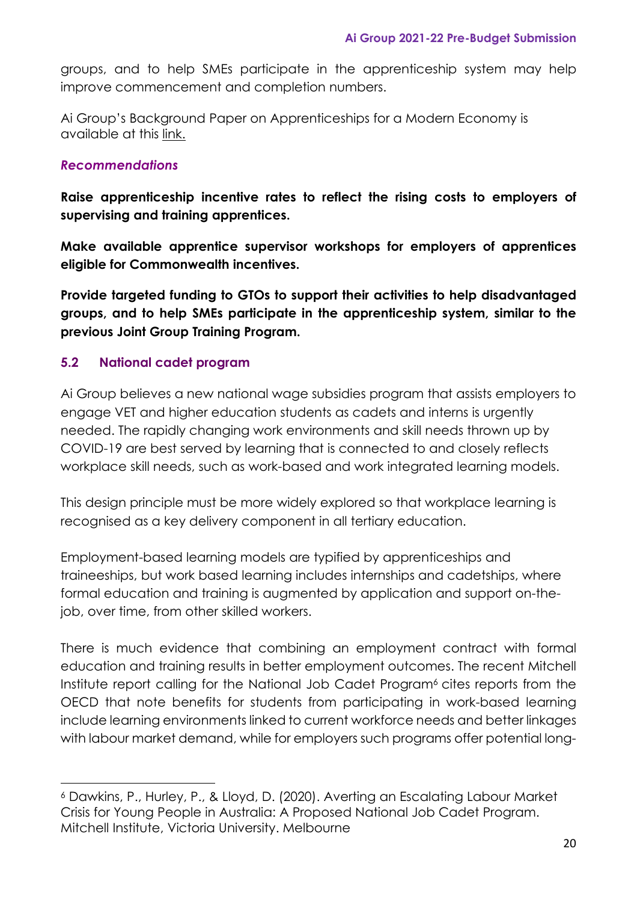groups, and to help SMEs participate in the apprenticeship system may help improve commencement and completion numbers.

Ai Group's Background Paper on Apprenticeships for a Modern Economy is available at this link.

### *Recommendations*

**Raise apprenticeship incentive rates to reflect the rising costs to employers of supervising and training apprentices.**

**Make available apprentice supervisor workshops for employers of apprentices eligible for Commonwealth incentives.**

**Provide targeted funding to GTOs to support their activities to help disadvantaged groups, and to help SMEs participate in the apprenticeship system, similar to the previous Joint Group Training Program.**

## 5.2 National cadet program

Ai Group believes a new national wage subsidies program that assists employers to engage VET and higher education students as cadets and interns is urgently needed. The rapidly changing work environments and skill needs thrown up by COVID-19 are best served by learning that is connected to and closely reflects workplace skill needs, such as work-based and work integrated learning models.

This design principle must be more widely explored so that workplace learning is recognised as a key delivery component in all tertiary education.

Employment-based learning models are typified by apprenticeships and traineeships, but work based learning includes internships and cadetships, where formal education and training is augmented by application and support on-the-job, over time, from other skilled workers.

There is much evidence that combining an employment contract with formal education and training results in better employment outcomes. The recent Mitchell Institute report calling for the National Job Cadet Program[6] cites reports from the OECD that note benefits for students from participating in work-based learning include learning environments linked to current workforce needs and better linkages with labour market demand, while for employers such programs offer potential long-

---

[6] Dawkins, P., Hurley, P., & Lloyd, D. (2020). Averting an Escalating Labour Market Crisis for Young People in Australia: A Proposed National Job Cadet Program. Mitchell Institute, Victoria University. Melbourne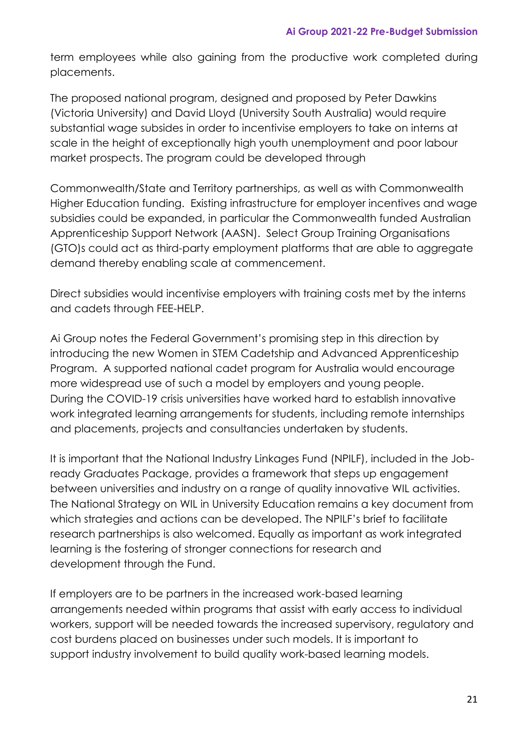term employees while also gaining from the productive work completed during placements.

The proposed national program, designed and proposed by Peter Dawkins (Victoria University) and David Lloyd (University South Australia) would require substantial wage subsides in order to incentivise employers to take on interns at scale in the height of exceptionally high youth unemployment and poor labour market prospects. The program could be developed through

Commonwealth/State and Territory partnerships, as well as with Commonwealth Higher Education funding. Existing infrastructure for employer incentives and wage subsidies could be expanded, in particular the Commonwealth funded Australian Apprenticeship Support Network (AASN). Select Group Training Organisations (GTO)s could act as third-party employment platforms that are able to aggregate demand thereby enabling scale at commencement.

Direct subsidies would incentivise employers with training costs met by the interns and cadets through FEE-HELP.

Ai Group notes the Federal Government's promising step in this direction by introducing the new Women in STEM Cadetship and Advanced Apprenticeship Program. A supported national cadet program for Australia would encourage more widespread use of such a model by employers and young people. During the COVID-19 crisis universities have worked hard to establish innovative work integrated learning arrangements for students, including remote internships and placements, projects and consultancies undertaken by students.

It is important that the National Industry Linkages Fund (NPILF), included in the Job-ready Graduates Package, provides a framework that steps up engagement between universities and industry on a range of quality innovative WIL activities. The National Strategy on WIL in University Education remains a key document from which strategies and actions can be developed. The NPILF's brief to facilitate research partnerships is also welcomed. Equally as important as work integrated learning is the fostering of stronger connections for research and development through the Fund.

If employers are to be partners in the increased work-based learning arrangements needed within programs that assist with early access to individual workers, support will be needed towards the increased supervisory, regulatory and cost burdens placed on businesses under such models. It is important to support industry involvement to build quality work-based learning models.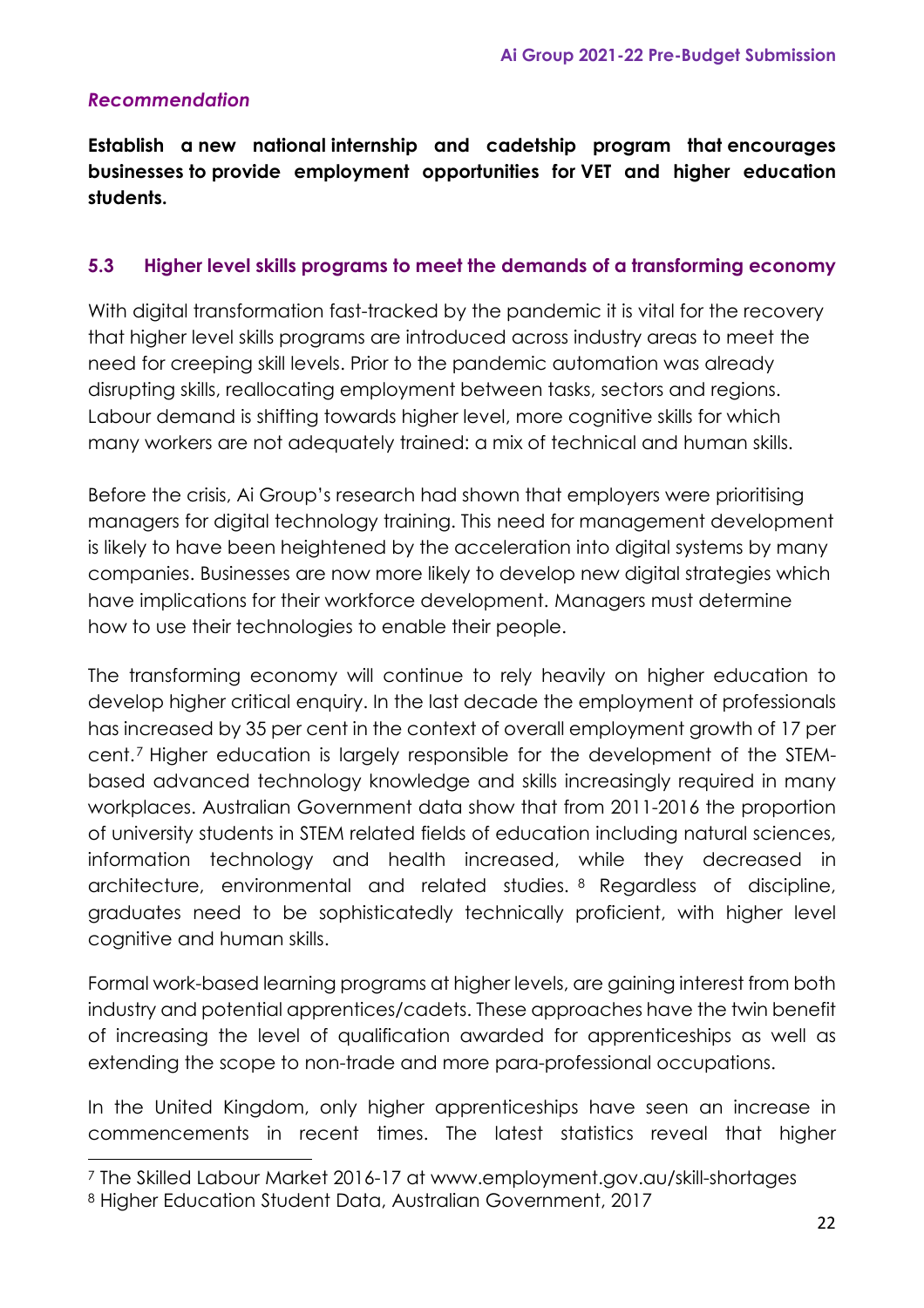*Recommendation*

**Establish a new national internship and cadetship program that encourages businesses to provide employment opportunities for VET and higher education students.**

### 5.3 Higher level skills programs to meet the demands of a transforming economy

With digital transformation fast-tracked by the pandemic it is vital for the recovery that higher level skills programs are introduced across industry areas to meet the need for creeping skill levels. Prior to the pandemic automation was already disrupting skills, reallocating employment between tasks, sectors and regions. Labour demand is shifting towards higher level, more cognitive skills for which many workers are not adequately trained: a mix of technical and human skills.

Before the crisis, Ai Group's research had shown that employers were prioritising managers for digital technology training. This need for management development is likely to have been heightened by the acceleration into digital systems by many companies. Businesses are now more likely to develop new digital strategies which have implications for their workforce development. Managers must determine how to use their technologies to enable their people.

The transforming economy will continue to rely heavily on higher education to develop higher critical enquiry. In the last decade the employment of professionals has increased by 35 per cent in the context of overall employment growth of 17 per cent.[7] Higher education is largely responsible for the development of the STEM-based advanced technology knowledge and skills increasingly required in many workplaces. Australian Government data show that from 2011-2016 the proportion of university students in STEM related fields of education including natural sciences, information technology and health increased, while they decreased in architecture, environmental and related studies. [8] Regardless of discipline, graduates need to be sophisticatedly technically proficient, with higher level cognitive and human skills.

Formal work-based learning programs at higher levels, are gaining interest from both industry and potential apprentices/cadets. These approaches have the twin benefit of increasing the level of qualification awarded for apprenticeships as well as extending the scope to non-trade and more para-professional occupations.

In the United Kingdom, only higher apprenticeships have seen an increase in commencements in recent times. The latest statistics reveal that higher

[7] The Skilled Labour Market 2016-17 at www.employment.gov.au/skill-shortages

[8] Higher Education Student Data, Australian Government, 2017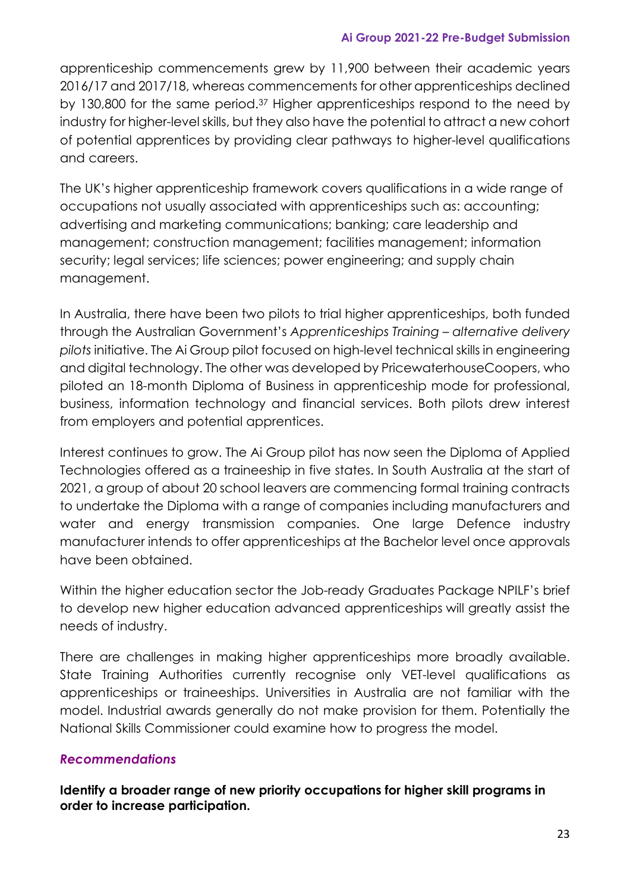apprenticeship commencements grew by 11,900 between their academic years 2016/17 and 2017/18, whereas commencements for other apprenticeships declined by 130,800 for the same period.[37] Higher apprenticeships respond to the need by industry for higher-level skills, but they also have the potential to attract a new cohort of potential apprentices by providing clear pathways to higher-level qualifications and careers.

The UK's higher apprenticeship framework covers qualifications in a wide range of occupations not usually associated with apprenticeships such as: accounting; advertising and marketing communications; banking; care leadership and management; construction management; facilities management; information security; legal services; life sciences; power engineering; and supply chain management.

In Australia, there have been two pilots to trial higher apprenticeships, both funded through the Australian Government's *Apprenticeships Training – alternative delivery pilots* initiative. The Ai Group pilot focused on high-level technical skills in engineering and digital technology. The other was developed by PricewaterhouseCoopers, who piloted an 18-month Diploma of Business in apprenticeship mode for professional, business, information technology and financial services. Both pilots drew interest from employers and potential apprentices.

Interest continues to grow. The Ai Group pilot has now seen the Diploma of Applied Technologies offered as a traineeship in five states. In South Australia at the start of 2021, a group of about 20 school leavers are commencing formal training contracts to undertake the Diploma with a range of companies including manufacturers and water and energy transmission companies. One large Defence industry manufacturer intends to offer apprenticeships at the Bachelor level once approvals have been obtained.

Within the higher education sector the Job-ready Graduates Package NPILF's brief to develop new higher education advanced apprenticeships will greatly assist the needs of industry.

There are challenges in making higher apprenticeships more broadly available. State Training Authorities currently recognise only VET-level qualifications as apprenticeships or traineeships. Universities in Australia are not familiar with the model. Industrial awards generally do not make provision for them. Potentially the National Skills Commissioner could examine how to progress the model.

### *Recommendations*

**Identify a broader range of new priority occupations for higher skill programs in order to increase participation.**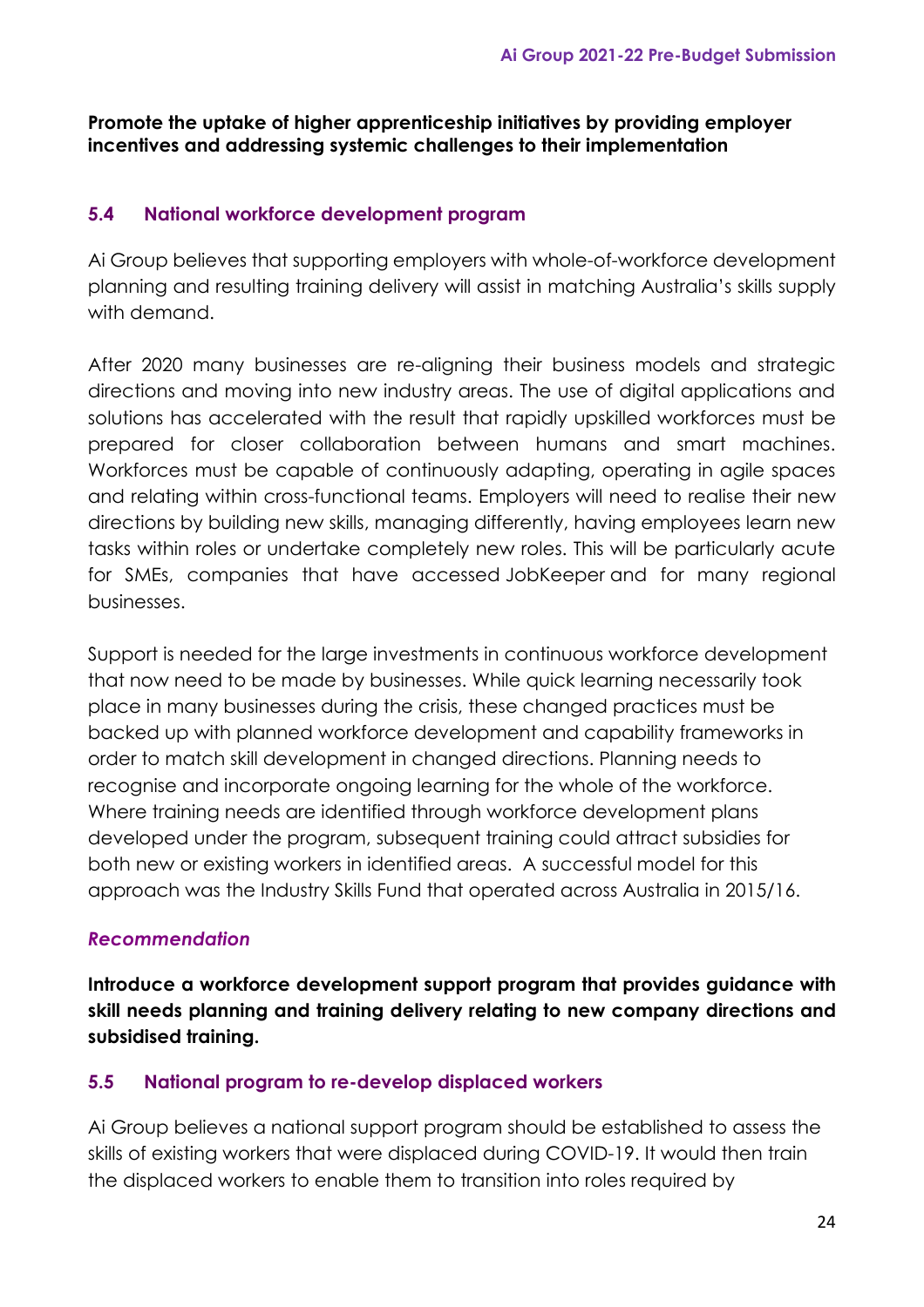**Promote the uptake of higher apprenticeship initiatives by providing employer incentives and addressing systemic challenges to their implementation**

### 5.4 National workforce development program

Ai Group believes that supporting employers with whole-of-workforce development planning and resulting training delivery will assist in matching Australia's skills supply with demand.

After 2020 many businesses are re-aligning their business models and strategic directions and moving into new industry areas. The use of digital applications and solutions has accelerated with the result that rapidly upskilled workforces must be prepared for closer collaboration between humans and smart machines. Workforces must be capable of continuously adapting, operating in agile spaces and relating within cross-functional teams. Employers will need to realise their new directions by building new skills, managing differently, having employees learn new tasks within roles or undertake completely new roles. This will be particularly acute for SMEs, companies that have accessed JobKeeper and for many regional businesses.

Support is needed for the large investments in continuous workforce development that now need to be made by businesses. While quick learning necessarily took place in many businesses during the crisis, these changed practices must be backed up with planned workforce development and capability frameworks in order to match skill development in changed directions. Planning needs to recognise and incorporate ongoing learning for the whole of the workforce. Where training needs are identified through workforce development plans developed under the program, subsequent training could attract subsidies for both new or existing workers in identified areas. A successful model for this approach was the Industry Skills Fund that operated across Australia in 2015/16.

#### *Recommendation*

**Introduce a workforce development support program that provides guidance with skill needs planning and training delivery relating to new company directions and subsidised training.**

### 5.5 National program to re-develop displaced workers

Ai Group believes a national support program should be established to assess the skills of existing workers that were displaced during COVID-19. It would then train the displaced workers to enable them to transition into roles required by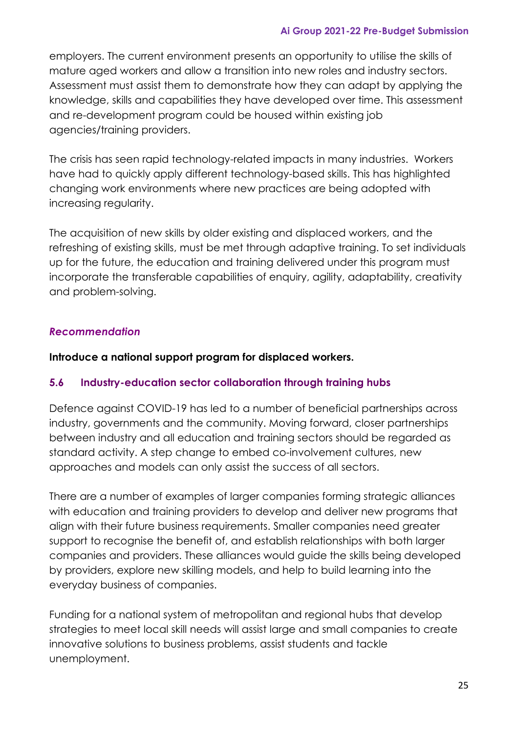employers. The current environment presents an opportunity to utilise the skills of mature aged workers and allow a transition into new roles and industry sectors. Assessment must assist them to demonstrate how they can adapt by applying the knowledge, skills and capabilities they have developed over time. This assessment and re-development program could be housed within existing job agencies/training providers.

The crisis has seen rapid technology-related impacts in many industries. Workers have had to quickly apply different technology-based skills. This has highlighted changing work environments where new practices are being adopted with increasing regularity.

The acquisition of new skills by older existing and displaced workers, and the refreshing of existing skills, must be met through adaptive training. To set individuals up for the future, the education and training delivered under this program must incorporate the transferable capabilities of enquiry, agility, adaptability, creativity and problem-solving.

***Recommendation***

**Introduce a national support program for displaced workers.**

### 5.6 Industry-education sector collaboration through training hubs

Defence against COVID-19 has led to a number of beneficial partnerships across industry, governments and the community. Moving forward, closer partnerships between industry and all education and training sectors should be regarded as standard activity. A step change to embed co-involvement cultures, new approaches and models can only assist the success of all sectors.

There are a number of examples of larger companies forming strategic alliances with education and training providers to develop and deliver new programs that align with their future business requirements. Smaller companies need greater support to recognise the benefit of, and establish relationships with both larger companies and providers. These alliances would guide the skills being developed by providers, explore new skilling models, and help to build learning into the everyday business of companies.

Funding for a national system of metropolitan and regional hubs that develop strategies to meet local skill needs will assist large and small companies to create innovative solutions to business problems, assist students and tackle unemployment.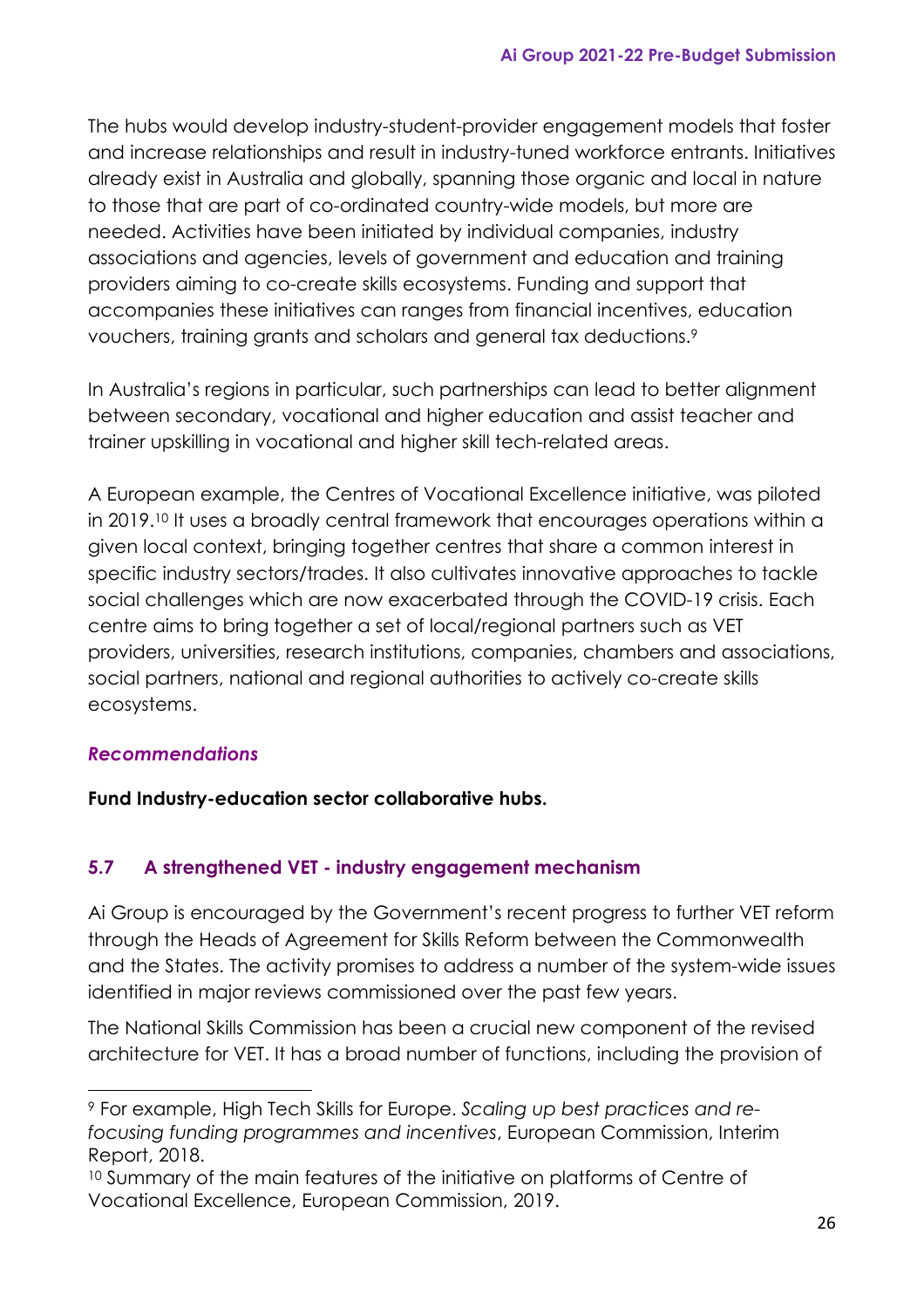The hubs would develop industry-student-provider engagement models that foster and increase relationships and result in industry-tuned workforce entrants. Initiatives already exist in Australia and globally, spanning those organic and local in nature to those that are part of co-ordinated country-wide models, but more are needed. Activities have been initiated by individual companies, industry associations and agencies, levels of government and education and training providers aiming to co-create skills ecosystems. Funding and support that accompanies these initiatives can ranges from financial incentives, education vouchers, training grants and scholars and general tax deductions.[9]

In Australia's regions in particular, such partnerships can lead to better alignment between secondary, vocational and higher education and assist teacher and trainer upskilling in vocational and higher skill tech-related areas.

A European example, the Centres of Vocational Excellence initiative, was piloted in 2019.[10] It uses a broadly central framework that encourages operations within a given local context, bringing together centres that share a common interest in specific industry sectors/trades. It also cultivates innovative approaches to tackle social challenges which are now exacerbated through the COVID-19 crisis. Each centre aims to bring together a set of local/regional partners such as VET providers, universities, research institutions, companies, chambers and associations, social partners, national and regional authorities to actively co-create skills ecosystems.

#### *Recommendations*

**Fund Industry-education sector collaborative hubs.**

### 5.7 A strengthened VET - industry engagement mechanism

Ai Group is encouraged by the Government's recent progress to further VET reform through the Heads of Agreement for Skills Reform between the Commonwealth and the States. The activity promises to address a number of the system-wide issues identified in major reviews commissioned over the past few years.

The National Skills Commission has been a crucial new component of the revised architecture for VET. It has a broad number of functions, including the provision of

---

[9] For example, High Tech Skills for Europe. *Scaling up best practices and re-focusing funding programmes and incentives*, European Commission, Interim Report, 2018.

[10] Summary of the main features of the initiative on platforms of Centre of Vocational Excellence, European Commission, 2019.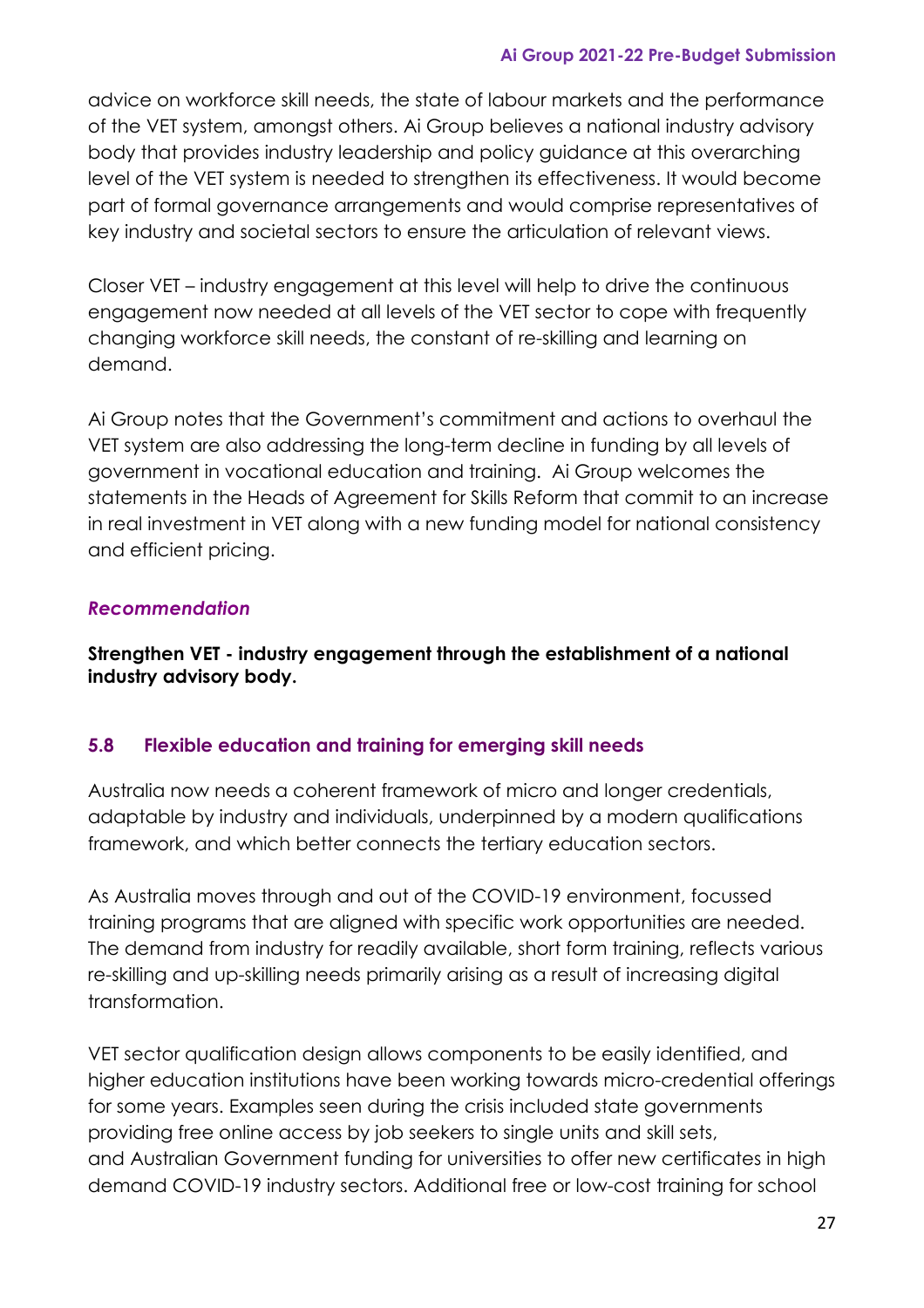advice on workforce skill needs, the state of labour markets and the performance of the VET system, amongst others. Ai Group believes a national industry advisory body that provides industry leadership and policy guidance at this overarching level of the VET system is needed to strengthen its effectiveness. It would become part of formal governance arrangements and would comprise representatives of key industry and societal sectors to ensure the articulation of relevant views.

Closer VET – industry engagement at this level will help to drive the continuous engagement now needed at all levels of the VET sector to cope with frequently changing workforce skill needs, the constant of re-skilling and learning on demand.

Ai Group notes that the Government's commitment and actions to overhaul the VET system are also addressing the long-term decline in funding by all levels of government in vocational education and training. Ai Group welcomes the statements in the Heads of Agreement for Skills Reform that commit to an increase in real investment in VET along with a new funding model for national consistency and efficient pricing.

***Recommendation***

**Strengthen VET - industry engagement through the establishment of a national industry advisory body.**

### 5.8 Flexible education and training for emerging skill needs

Australia now needs a coherent framework of micro and longer credentials, adaptable by industry and individuals, underpinned by a modern qualifications framework, and which better connects the tertiary education sectors.

As Australia moves through and out of the COVID-19 environment, focussed training programs that are aligned with specific work opportunities are needed. The demand from industry for readily available, short form training, reflects various re-skilling and up-skilling needs primarily arising as a result of increasing digital transformation.

VET sector qualification design allows components to be easily identified, and higher education institutions have been working towards micro-credential offerings for some years. Examples seen during the crisis included state governments providing free online access by job seekers to single units and skill sets, and Australian Government funding for universities to offer new certificates in high demand COVID-19 industry sectors. Additional free or low-cost training for school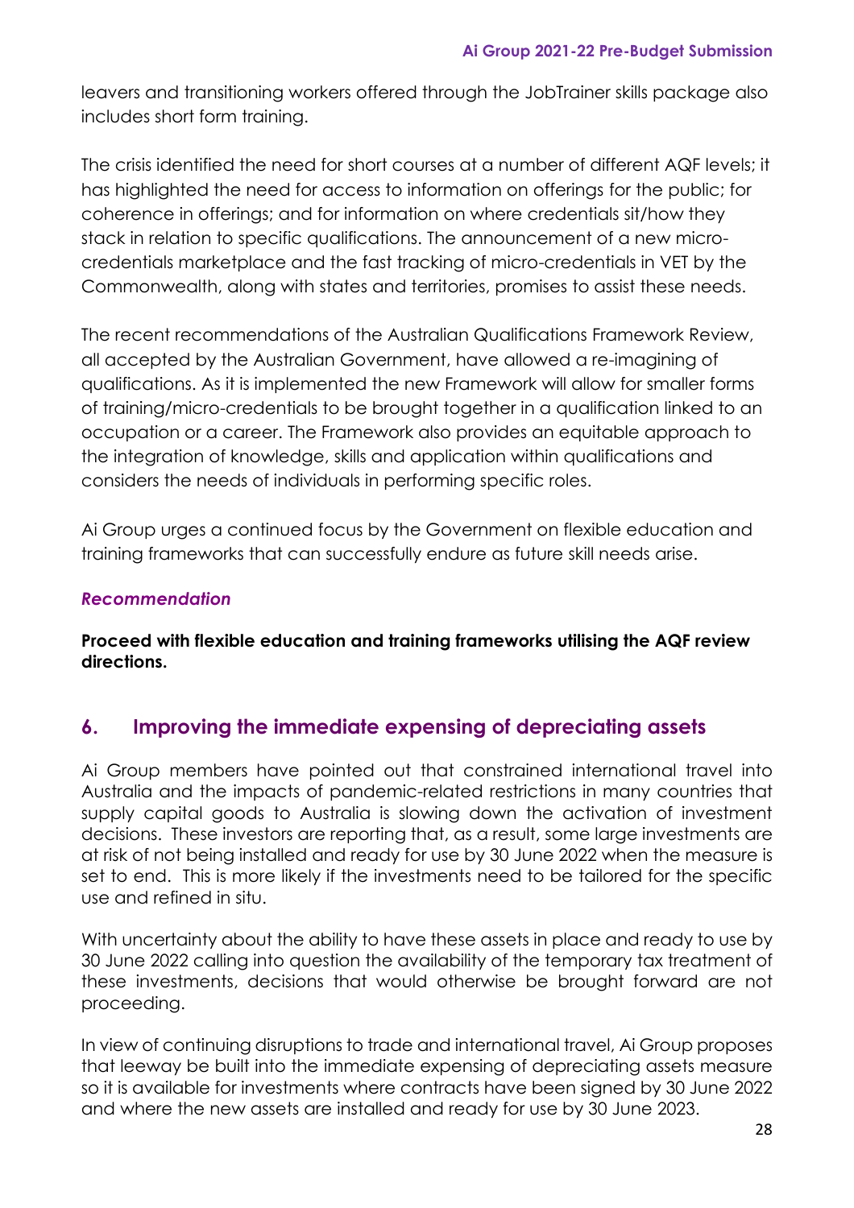leavers and transitioning workers offered through the JobTrainer skills package also includes short form training.

The crisis identified the need for short courses at a number of different AQF levels; it has highlighted the need for access to information on offerings for the public; for coherence in offerings; and for information on where credentials sit/how they stack in relation to specific qualifications. The announcement of a new micro-credentials marketplace and the fast tracking of micro-credentials in VET by the Commonwealth, along with states and territories, promises to assist these needs.

The recent recommendations of the Australian Qualifications Framework Review, all accepted by the Australian Government, have allowed a re-imagining of qualifications. As it is implemented the new Framework will allow for smaller forms of training/micro-credentials to be brought together in a qualification linked to an occupation or a career. The Framework also provides an equitable approach to the integration of knowledge, skills and application within qualifications and considers the needs of individuals in performing specific roles.

Ai Group urges a continued focus by the Government on flexible education and training frameworks that can successfully endure as future skill needs arise.

***Recommendation***

**Proceed with flexible education and training frameworks utilising the AQF review directions.**

## 6. Improving the immediate expensing of depreciating assets

Ai Group members have pointed out that constrained international travel into Australia and the impacts of pandemic-related restrictions in many countries that supply capital goods to Australia is slowing down the activation of investment decisions. These investors are reporting that, as a result, some large investments are at risk of not being installed and ready for use by 30 June 2022 when the measure is set to end. This is more likely if the investments need to be tailored for the specific use and refined in situ.

With uncertainty about the ability to have these assets in place and ready to use by 30 June 2022 calling into question the availability of the temporary tax treatment of these investments, decisions that would otherwise be brought forward are not proceeding.

In view of continuing disruptions to trade and international travel, Ai Group proposes that leeway be built into the immediate expensing of depreciating assets measure so it is available for investments where contracts have been signed by 30 June 2022 and where the new assets are installed and ready for use by 30 June 2023.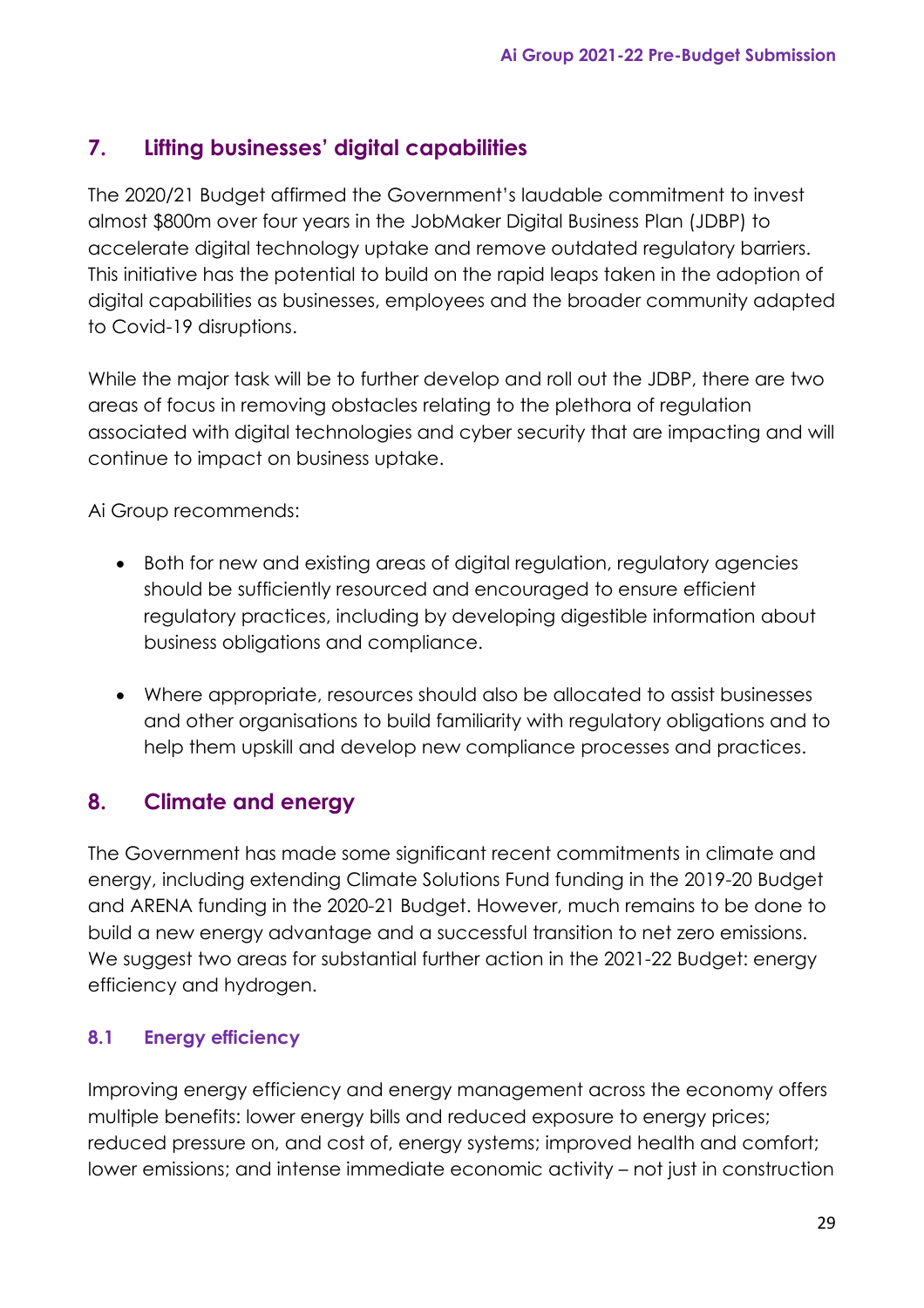## 7. Lifting businesses' digital capabilities

The 2020/21 Budget affirmed the Government's laudable commitment to invest almost $800m over four years in the JobMaker Digital Business Plan (JDBP) to accelerate digital technology uptake and remove outdated regulatory barriers. This initiative has the potential to build on the rapid leaps taken in the adoption of digital capabilities as businesses, employees and the broader community adapted to Covid-19 disruptions.

While the major task will be to further develop and roll out the JDBP, there are two areas of focus in removing obstacles relating to the plethora of regulation associated with digital technologies and cyber security that are impacting and will continue to impact on business uptake.

Ai Group recommends:

- Both for new and existing areas of digital regulation, regulatory agencies should be sufficiently resourced and encouraged to ensure efficient regulatory practices, including by developing digestible information about business obligations and compliance.
- Where appropriate, resources should also be allocated to assist businesses and other organisations to build familiarity with regulatory obligations and to help them upskill and develop new compliance processes and practices.

## 8. Climate and energy

The Government has made some significant recent commitments in climate and energy, including extending Climate Solutions Fund funding in the 2019-20 Budget and ARENA funding in the 2020-21 Budget. However, much remains to be done to build a new energy advantage and a successful transition to net zero emissions. We suggest two areas for substantial further action in the 2021-22 Budget: energy efficiency and hydrogen.

### 8.1 Energy efficiency

Improving energy efficiency and energy management across the economy offers multiple benefits: lower energy bills and reduced exposure to energy prices; reduced pressure on, and cost of, energy systems; improved health and comfort; lower emissions; and intense immediate economic activity – not just in construction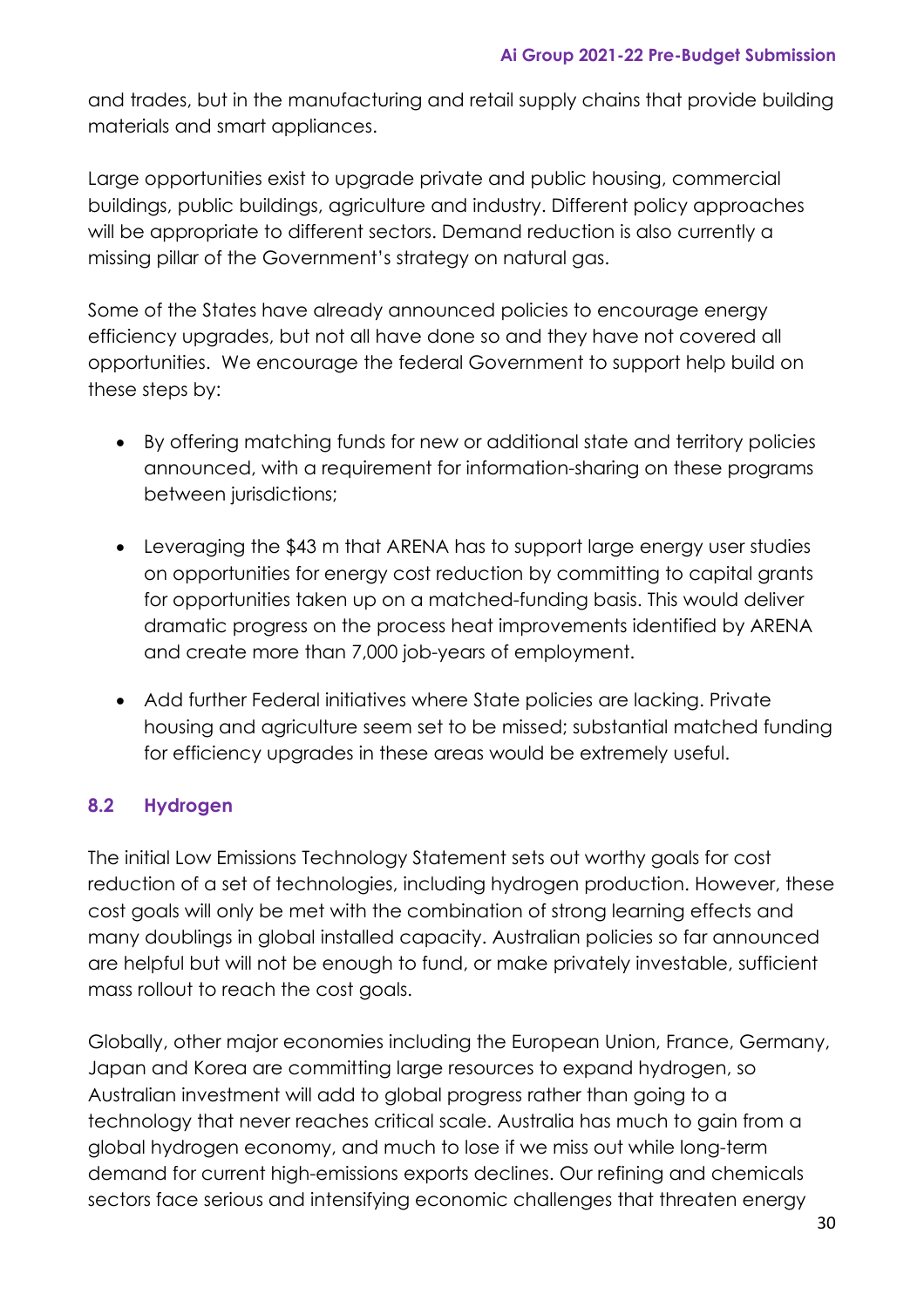and trades, but in the manufacturing and retail supply chains that provide building materials and smart appliances.

Large opportunities exist to upgrade private and public housing, commercial buildings, public buildings, agriculture and industry. Different policy approaches will be appropriate to different sectors. Demand reduction is also currently a missing pillar of the Government's strategy on natural gas.

Some of the States have already announced policies to encourage energy efficiency upgrades, but not all have done so and they have not covered all opportunities. We encourage the federal Government to support help build on these steps by:

- By offering matching funds for new or additional state and territory policies announced, with a requirement for information-sharing on these programs between jurisdictions;
- Leveraging the $43 m that ARENA has to support large energy user studies on opportunities for energy cost reduction by committing to capital grants for opportunities taken up on a matched-funding basis. This would deliver dramatic progress on the process heat improvements identified by ARENA and create more than 7,000 job-years of employment.
- Add further Federal initiatives where State policies are lacking. Private housing and agriculture seem set to be missed; substantial matched funding for efficiency upgrades in these areas would be extremely useful.

### 8.2 Hydrogen

The initial Low Emissions Technology Statement sets out worthy goals for cost reduction of a set of technologies, including hydrogen production. However, these cost goals will only be met with the combination of strong learning effects and many doublings in global installed capacity. Australian policies so far announced are helpful but will not be enough to fund, or make privately investable, sufficient mass rollout to reach the cost goals.

Globally, other major economies including the European Union, France, Germany, Japan and Korea are committing large resources to expand hydrogen, so Australian investment will add to global progress rather than going to a technology that never reaches critical scale. Australia has much to gain from a global hydrogen economy, and much to lose if we miss out while long-term demand for current high-emissions exports declines. Our refining and chemicals sectors face serious and intensifying economic challenges that threaten energy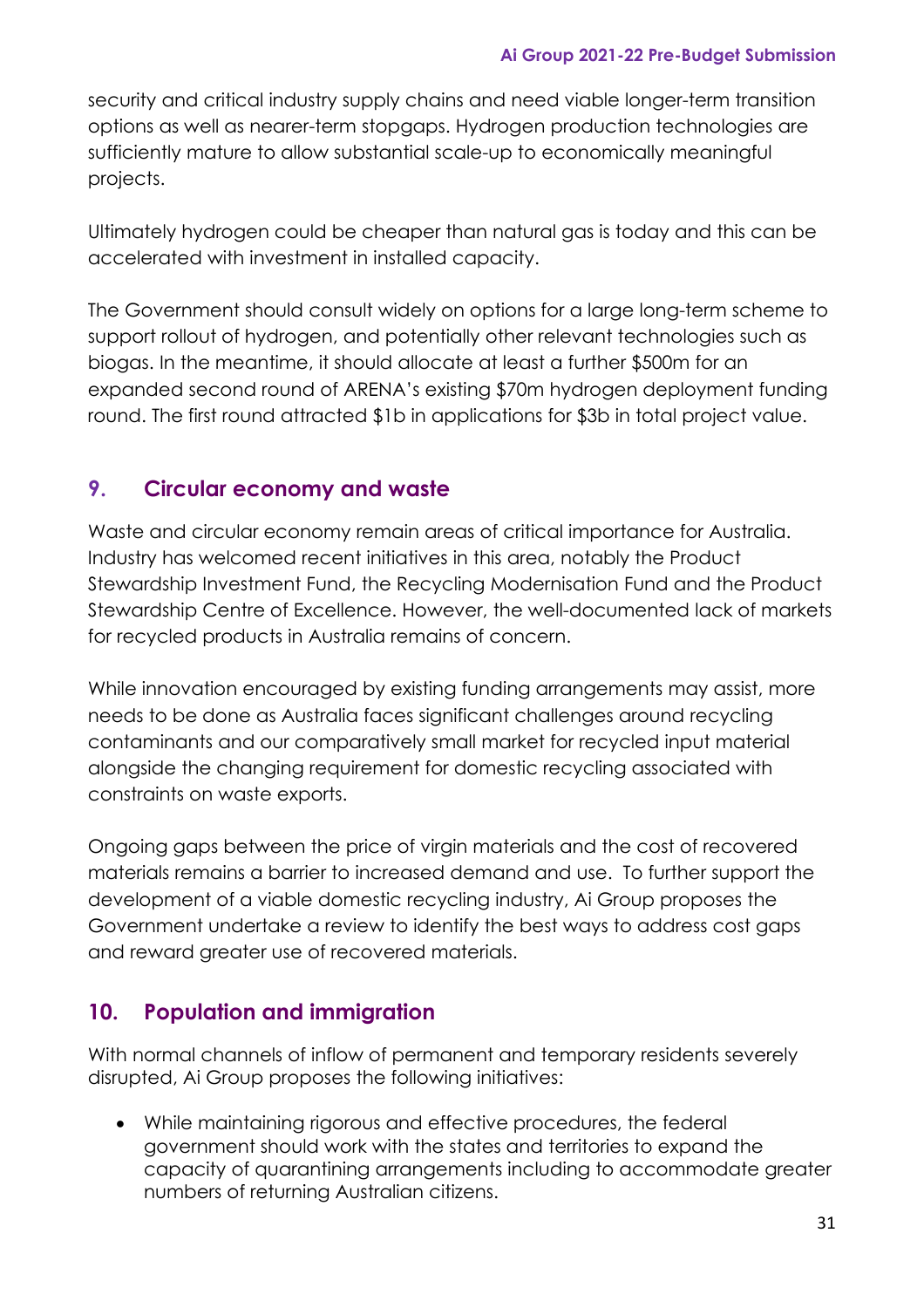security and critical industry supply chains and need viable longer-term transition options as well as nearer-term stopgaps. Hydrogen production technologies are sufficiently mature to allow substantial scale-up to economically meaningful projects.

Ultimately hydrogen could be cheaper than natural gas is today and this can be accelerated with investment in installed capacity.

The Government should consult widely on options for a large long-term scheme to support rollout of hydrogen, and potentially other relevant technologies such as biogas. In the meantime, it should allocate at least a further $500m for an expanded second round of ARENA's existing $70m hydrogen deployment funding round. The first round attracted $1b in applications for $3b in total project value.

## 9. Circular economy and waste

Waste and circular economy remain areas of critical importance for Australia. Industry has welcomed recent initiatives in this area, notably the Product Stewardship Investment Fund, the Recycling Modernisation Fund and the Product Stewardship Centre of Excellence. However, the well-documented lack of markets for recycled products in Australia remains of concern.

While innovation encouraged by existing funding arrangements may assist, more needs to be done as Australia faces significant challenges around recycling contaminants and our comparatively small market for recycled input material alongside the changing requirement for domestic recycling associated with constraints on waste exports.

Ongoing gaps between the price of virgin materials and the cost of recovered materials remains a barrier to increased demand and use. To further support the development of a viable domestic recycling industry, Ai Group proposes the Government undertake a review to identify the best ways to address cost gaps and reward greater use of recovered materials.

## 10. Population and immigration

With normal channels of inflow of permanent and temporary residents severely disrupted, Ai Group proposes the following initiatives:

- While maintaining rigorous and effective procedures, the federal government should work with the states and territories to expand the capacity of quarantining arrangements including to accommodate greater numbers of returning Australian citizens.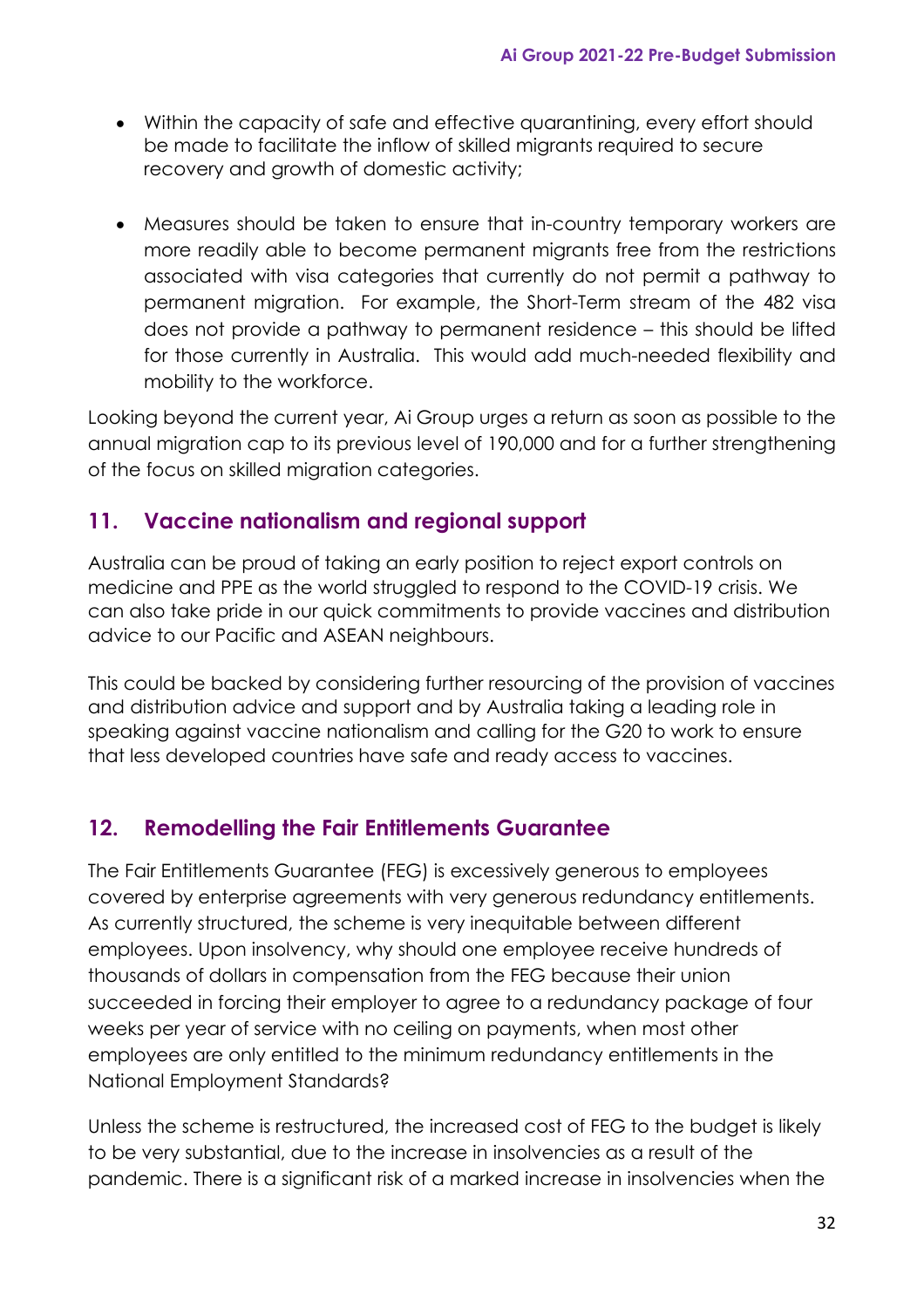- Within the capacity of safe and effective quarantining, every effort should be made to facilitate the inflow of skilled migrants required to secure recovery and growth of domestic activity;

- Measures should be taken to ensure that in-country temporary workers are more readily able to become permanent migrants free from the restrictions associated with visa categories that currently do not permit a pathway to permanent migration. For example, the Short-Term stream of the 482 visa does not provide a pathway to permanent residence – this should be lifted for those currently in Australia. This would add much-needed flexibility and mobility to the workforce.

Looking beyond the current year, Ai Group urges a return as soon as possible to the annual migration cap to its previous level of 190,000 and for a further strengthening of the focus on skilled migration categories.

## 11. Vaccine nationalism and regional support

Australia can be proud of taking an early position to reject export controls on medicine and PPE as the world struggled to respond to the COVID-19 crisis. We can also take pride in our quick commitments to provide vaccines and distribution advice to our Pacific and ASEAN neighbours.

This could be backed by considering further resourcing of the provision of vaccines and distribution advice and support and by Australia taking a leading role in speaking against vaccine nationalism and calling for the G20 to work to ensure that less developed countries have safe and ready access to vaccines.

## 12. Remodelling the Fair Entitlements Guarantee

The Fair Entitlements Guarantee (FEG) is excessively generous to employees covered by enterprise agreements with very generous redundancy entitlements. As currently structured, the scheme is very inequitable between different employees. Upon insolvency, why should one employee receive hundreds of thousands of dollars in compensation from the FEG because their union succeeded in forcing their employer to agree to a redundancy package of four weeks per year of service with no ceiling on payments, when most other employees are only entitled to the minimum redundancy entitlements in the National Employment Standards?

Unless the scheme is restructured, the increased cost of FEG to the budget is likely to be very substantial, due to the increase in insolvencies as a result of the pandemic. There is a significant risk of a marked increase in insolvencies when the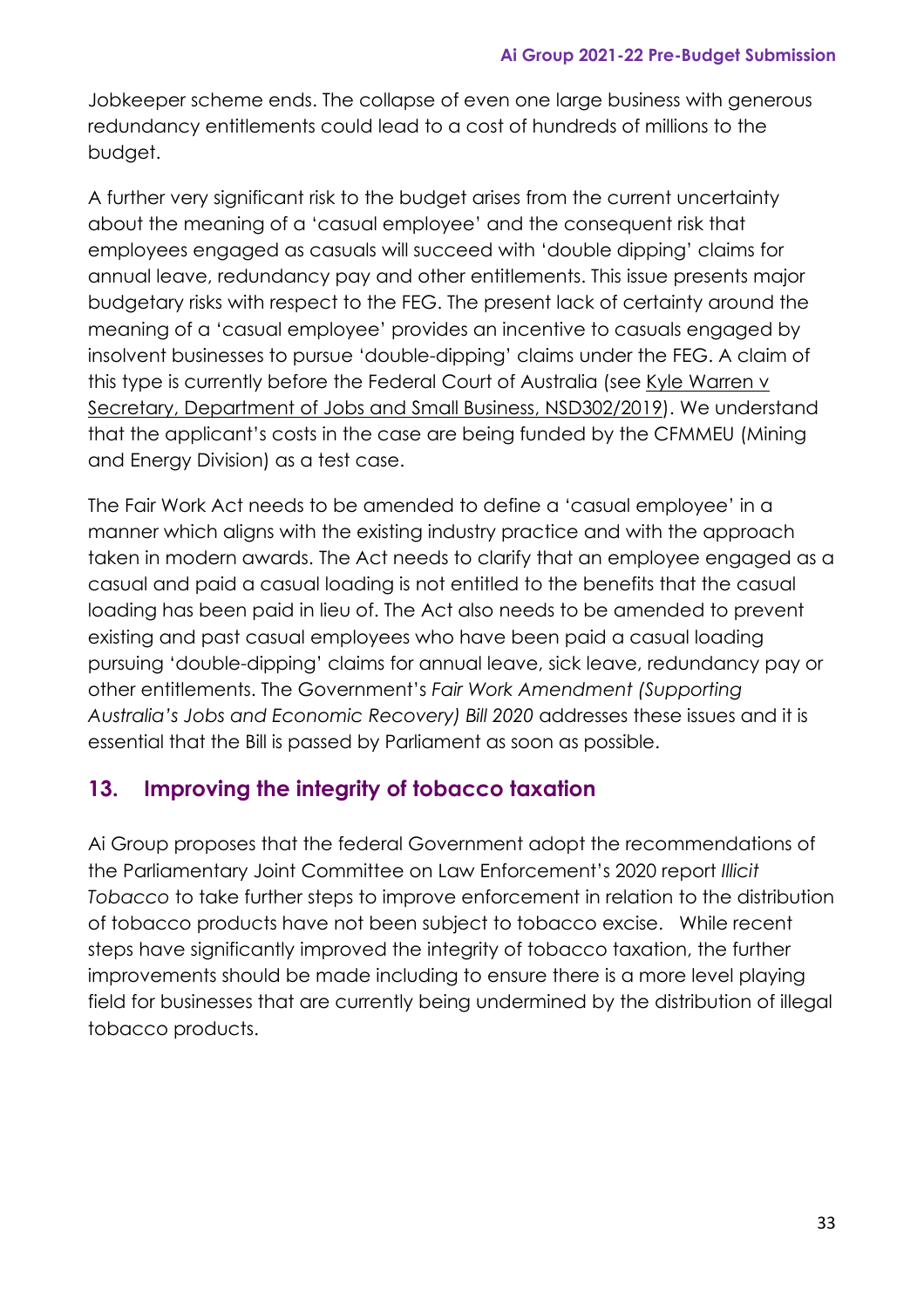Jobkeeper scheme ends. The collapse of even one large business with generous redundancy entitlements could lead to a cost of hundreds of millions to the budget.

A further very significant risk to the budget arises from the current uncertainty about the meaning of a 'casual employee' and the consequent risk that employees engaged as casuals will succeed with 'double dipping' claims for annual leave, redundancy pay and other entitlements. This issue presents major budgetary risks with respect to the FEG. The present lack of certainty around the meaning of a 'casual employee' provides an incentive to casuals engaged by insolvent businesses to pursue 'double-dipping' claims under the FEG. A claim of this type is currently before the Federal Court of Australia (see Kyle Warren v Secretary, Department of Jobs and Small Business, NSD302/2019). We understand that the applicant's costs in the case are being funded by the CFMMEU (Mining and Energy Division) as a test case.

The Fair Work Act needs to be amended to define a 'casual employee' in a manner which aligns with the existing industry practice and with the approach taken in modern awards. The Act needs to clarify that an employee engaged as a casual and paid a casual loading is not entitled to the benefits that the casual loading has been paid in lieu of. The Act also needs to be amended to prevent existing and past casual employees who have been paid a casual loading pursuing 'double-dipping' claims for annual leave, sick leave, redundancy pay or other entitlements. The Government's *Fair Work Amendment (Supporting Australia's Jobs and Economic Recovery) Bill 2020* addresses these issues and it is essential that the Bill is passed by Parliament as soon as possible.

## 13. Improving the integrity of tobacco taxation

Ai Group proposes that the federal Government adopt the recommendations of the Parliamentary Joint Committee on Law Enforcement's 2020 report *Illicit Tobacco* to take further steps to improve enforcement in relation to the distribution of tobacco products have not been subject to tobacco excise. While recent steps have significantly improved the integrity of tobacco taxation, the further improvements should be made including to ensure there is a more level playing field for businesses that are currently being undermined by the distribution of illegal tobacco products.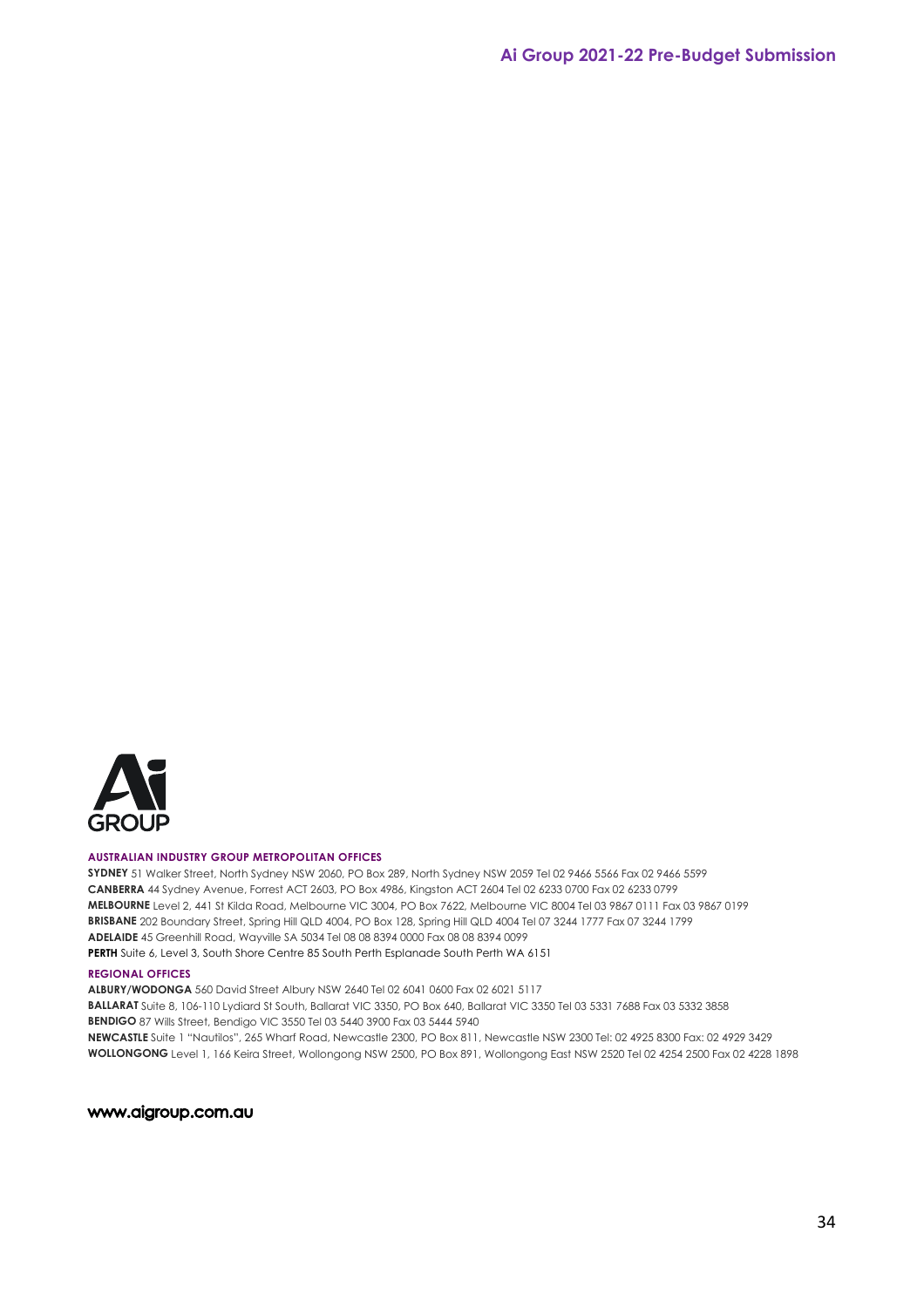**AUSTRALIAN INDUSTRY GROUP METROPOLITAN OFFICES**

**SYDNEY** 51 Walker Street, North Sydney NSW 2060, PO Box 289, North Sydney NSW 2059 Tel 02 9466 5566 Fax 02 9466 5599
**CANBERRA** 44 Sydney Avenue, Forrest ACT 2603, PO Box 4986, Kingston ACT 2604 Tel 02 6233 0700 Fax 02 6233 0799
**MELBOURNE** Level 2, 441 St Kilda Road, Melbourne VIC 3004, PO Box 7622, Melbourne VIC 8004 Tel 03 9867 0111 Fax 03 9867 0199
**BRISBANE** 202 Boundary Street, Spring Hill QLD 4004, PO Box 128, Spring Hill QLD 4004 Tel 07 3244 1777 Fax 07 3244 1799
**ADELAIDE** 45 Greenhill Road, Wayville SA 5034 Tel 08 08 8394 0000 Fax 08 08 8394 0099
**PERTH** Suite 6, Level 3, South Shore Centre 85 South Perth Esplanade South Perth WA 6151

**REGIONAL OFFICES**

**ALBURY/WODONGA** 560 David Street Albury NSW 2640 Tel 02 6041 0600 Fax 02 6021 5117
**BALLARAT** Suite 8, 106-110 Lydiard St South, Ballarat VIC 3350, PO Box 640, Ballarat VIC 3350 Tel 03 5331 7688 Fax 03 5332 3858
**BENDIGO** 87 Wills Street, Bendigo VIC 3550 Tel 03 5440 3900 Fax 03 5444 5940
**NEWCASTLE** Suite 1 "Nautilos", 265 Wharf Road, Newcastle 2300, PO Box 811, Newcastle NSW 2300 Tel: 02 4925 8300 Fax: 02 4929 3429
**WOLLONGONG** Level 1, 166 Keira Street, Wollongong NSW 2500, PO Box 891, Wollongong East NSW 2520 Tel 02 4254 2500 Fax 02 4228 1898

www.aigroup.com.au